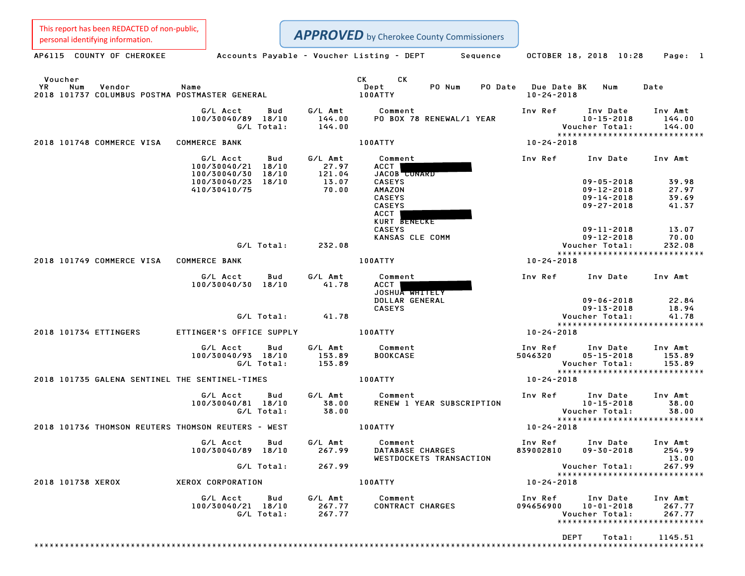This report has been REDACTED of non-public, personal identifying information.

***APPROVED*** by Cherokee County Commissioners

AP6115 COUNTY OF CHEROKEE — Accounts Payable - Voucher Listing - DEPT Sequence — OCTOBER 18, 2018 10:28

| Voucher YR | Num | Vendor | Name | CK Dept | CK | PO Num | PO Date | Due Date | BK | Num | Date |
|---|---|---|---|---|---|---|---|---|---|---|---|
| 2018 | 101737 | COLUMBUS POSTMA | POSTMASTER GENERAL | 100ATTY | | | | 10-24-2018 | | | |

| G/L Acct | Bud | G/L Amt | Comment | Inv Ref | Inv Date | Inv Amt |
|---|---|---|---|---|---|---|
| 100/30040/89 | 18/10 | 144.00 | PO BOX 78 RENEWAL/1 YEAR | | 10-15-2018 | 144.00 |
| G/L Total: | | 144.00 | | | Voucher Total: | 144.00 |

**2018 101748 COMMERCE VISA — COMMERCE BANK — 100ATTY — 10-24-2018**

| G/L Acct | Bud | G/L Amt | Comment | Inv Ref | Inv Date | Inv Amt |
|---|---|---|---|---|---|---|
| 100/30040/21 | 18/10 | 27.97 | ACCT [REDACTED] | | | |
| 100/30040/30 | 18/10 | 121.04 | JACOB CONARD | | | |
| 100/30040/23 | 18/10 | 13.07 | CASEYS | | 09-05-2018 | 39.98 |
| 410/30410/75 | | 70.00 | AMAZON | | 09-12-2018 | 27.97 |
| | | | CASEYS | | 09-14-2018 | 39.69 |
| | | | CASEYS | | 09-27-2018 | 41.37 |
| | | | ACCT [REDACTED] | | | |
| | | | KURT BENECKE | | | |
| | | | CASEYS | | 09-11-2018 | 13.07 |
| | | | KANSAS CLE COMM | | 09-12-2018 | 70.00 |
| G/L Total: | | 232.08 | | | Voucher Total: | 232.08 |

**2018 101749 COMMERCE VISA — COMMERCE BANK — 100ATTY — 10-24-2018**

| G/L Acct | Bud | G/L Amt | Comment | Inv Ref | Inv Date | Inv Amt |
|---|---|---|---|---|---|---|
| 100/30040/30 | 18/10 | 41.78 | ACCT [REDACTED] | | | |
| | | | JOSHUA WHITELY | | | |
| | | | DOLLAR GENERAL | | 09-06-2018 | 22.84 |
| | | | CASEYS | | 09-13-2018 | 18.94 |
| G/L Total: | | 41.78 | | | Voucher Total: | 41.78 |

**2018 101734 ETTINGERS — ETTINGER'S OFFICE SUPPLY — 100ATTY — 10-24-2018**

| G/L Acct | Bud | G/L Amt | Comment | Inv Ref | Inv Date | Inv Amt |
|---|---|---|---|---|---|---|
| 100/30040/93 | 18/10 | 153.89 | BOOKCASE | 5046320 | 05-15-2018 | 153.89 |
| G/L Total: | | 153.89 | | | Voucher Total: | 153.89 |

**2018 101735 GALENA SENTINEL — THE SENTINEL-TIMES — 100ATTY — 10-24-2018**

| G/L Acct | Bud | G/L Amt | Comment | Inv Ref | Inv Date | Inv Amt |
|---|---|---|---|---|---|---|
| 100/30040/81 | 18/10 | 38.00 | RENEW 1 YEAR SUBSCRIPTION | | 10-15-2018 | 38.00 |
| G/L Total: | | 38.00 | | | Voucher Total: | 38.00 |

**2018 101736 THOMSON REUTERS — THOMSON REUTERS - WEST — 100ATTY — 10-24-2018**

| G/L Acct | Bud | G/L Amt | Comment | Inv Ref | Inv Date | Inv Amt |
|---|---|---|---|---|---|---|
| 100/30040/89 | 18/10 | 267.99 | DATABASE CHARGES | 839002810 | 09-30-2018 | 254.99 |
| | | | WESTDOCKETS TRANSACTION | | | 13.00 |
| G/L Total: | | 267.99 | | | Voucher Total: | 267.99 |

**2018 101738 XEROX — XEROX CORPORATION — 100ATTY — 10-24-2018**

| G/L Acct | Bud | G/L Amt | Comment | Inv Ref | Inv Date | Inv Amt |
|---|---|---|---|---|---|---|
| 100/30040/21 | 18/10 | 267.77 | CONTRACT CHARGES | 094656900 | 10-01-2018 | 267.77 |
| G/L Total: | | 267.77 | | | Voucher Total: | 267.77 |

DEPT Total: 1145.51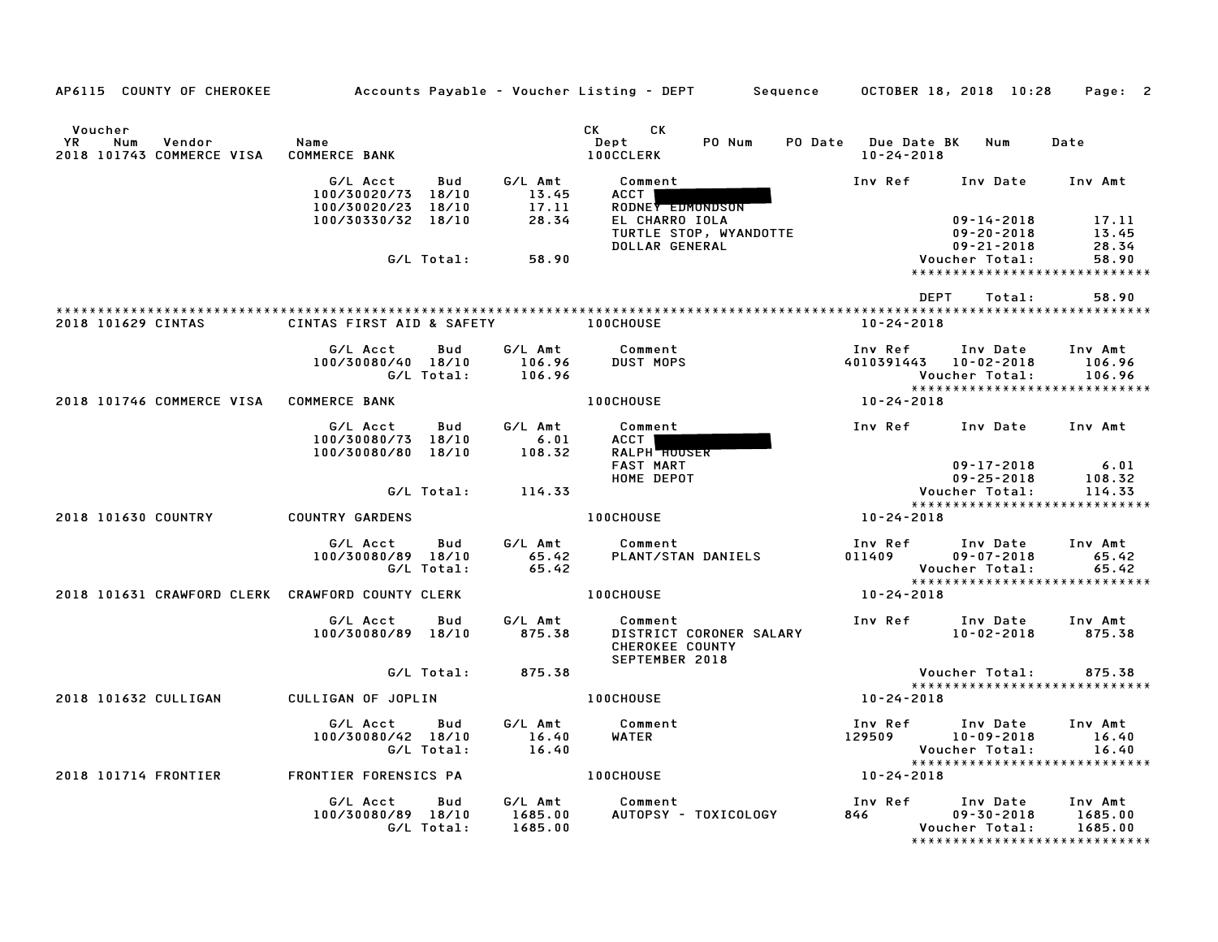AP6115 COUNTY OF CHEROKEE — Accounts Payable - Voucher Listing - DEPT — Sequence — OCTOBER 18, 2018 10:28

| Voucher YR | Num | Vendor | Name | CK Dept | CK PO Num | PO Date | Due Date | BK | Num | Date |
|---|---|---|---|---|---|---|---|---|---|---|
| 2018 | 101743 | COMMERCE VISA | COMMERCE BANK | 100CCLERK | | | 10-24-2018 | | | |

| G/L Acct | Bud | G/L Amt | Comment | Inv Ref | Inv Date | Inv Amt |
|---|---|---|---|---|---|---|
| 100/30020/73 | 18/10 | 13.45 | ACCT | | | |
| 100/30020/23 | 18/10 | 17.11 | RODNEY EDMONDSON | | | |
| 100/30330/32 | 18/10 | 28.34 | EL CHARRO IOLA | | 09-14-2018 | 17.11 |
| | | | TURTLE STOP, WYANDOTTE | | 09-20-2018 | 13.45 |
| | | | DOLLAR GENERAL | | 09-21-2018 | 28.34 |
| | G/L Total: | 58.90 | | | Voucher Total: | 58.90 |

DEPT Total: 58.90

| Voucher YR | Num | Vendor | Name | Dept | Due Date |
|---|---|---|---|---|---|
| 2018 | 101629 | CINTAS | CINTAS FIRST AID & SAFETY | 100CHOUSE | 10-24-2018 |

| G/L Acct | Bud | G/L Amt | Comment | Inv Ref | Inv Date | Inv Amt |
|---|---|---|---|---|---|---|
| 100/30080/40 | 18/10 | 106.96 | DUST MOPS | 4010391443 | 10-02-2018 | 106.96 |
| | G/L Total: | 106.96 | | | Voucher Total: | 106.96 |

| Voucher YR | Num | Vendor | Name | Dept | Due Date |
|---|---|---|---|---|---|
| 2018 | 101746 | COMMERCE VISA | COMMERCE BANK | 100CHOUSE | 10-24-2018 |

| G/L Acct | Bud | G/L Amt | Comment | Inv Ref | Inv Date | Inv Amt |
|---|---|---|---|---|---|---|
| 100/30080/73 | 18/10 | 6.01 | ACCT | | | |
| 100/30080/80 | 18/10 | 108.32 | RALPH HOUSER | | | |
| | | | FAST MART | | 09-17-2018 | 6.01 |
| | | | HOME DEPOT | | 09-25-2018 | 108.32 |
| | G/L Total: | 114.33 | | | Voucher Total: | 114.33 |

| Voucher YR | Num | Vendor | Name | Dept | Due Date |
|---|---|---|---|---|---|
| 2018 | 101630 | COUNTRY | COUNTRY GARDENS | 100CHOUSE | 10-24-2018 |

| G/L Acct | Bud | G/L Amt | Comment | Inv Ref | Inv Date | Inv Amt |
|---|---|---|---|---|---|---|
| 100/30080/89 | 18/10 | 65.42 | PLANT/STAN DANIELS | 011409 | 09-07-2018 | 65.42 |
| | G/L Total: | 65.42 | | | Voucher Total: | 65.42 |

| Voucher YR | Num | Vendor | Name | Dept | Due Date |
|---|---|---|---|---|---|
| 2018 | 101631 | CRAWFORD CLERK | CRAWFORD COUNTY CLERK | 100CHOUSE | 10-24-2018 |

| G/L Acct | Bud | G/L Amt | Comment | Inv Ref | Inv Date | Inv Amt |
|---|---|---|---|---|---|---|
| 100/30080/89 | 18/10 | 875.38 | DISTRICT CORONER SALARY | | 10-02-2018 | 875.38 |
| | | | CHEROKEE COUNTY | | | |
| | | | SEPTEMBER 2018 | | | |
| | G/L Total: | 875.38 | | | Voucher Total: | 875.38 |

| Voucher YR | Num | Vendor | Name | Dept | Due Date |
|---|---|---|---|---|---|
| 2018 | 101632 | CULLIGAN | CULLIGAN OF JOPLIN | 100CHOUSE | 10-24-2018 |

| G/L Acct | Bud | G/L Amt | Comment | Inv Ref | Inv Date | Inv Amt |
|---|---|---|---|---|---|---|
| 100/30080/42 | 18/10 | 16.40 | WATER | 129509 | 10-09-2018 | 16.40 |
| | G/L Total: | 16.40 | | | Voucher Total: | 16.40 |

| Voucher YR | Num | Vendor | Name | Dept | Due Date |
|---|---|---|---|---|---|
| 2018 | 101714 | FRONTIER | FRONTIER FORENSICS PA | 100CHOUSE | 10-24-2018 |

| G/L Acct | Bud | G/L Amt | Comment | Inv Ref | Inv Date | Inv Amt |
|---|---|---|---|---|---|---|
| 100/30080/89 | 18/10 | 1685.00 | AUTOPSY - TOXICOLOGY | 846 | 09-30-2018 | 1685.00 |
| | G/L Total: | 1685.00 | | | Voucher Total: | 1685.00 |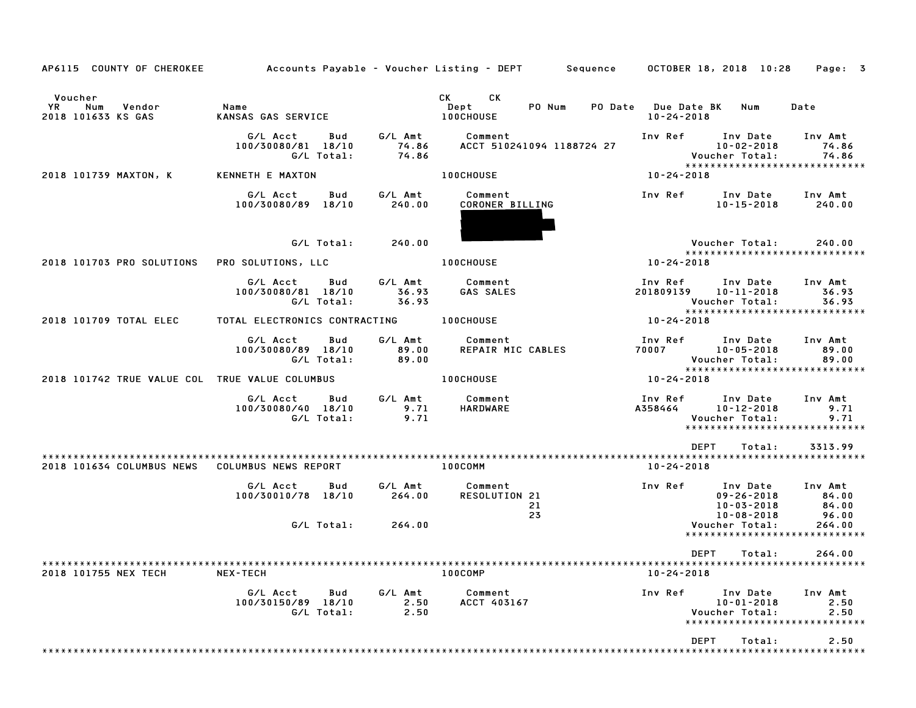AP6115 COUNTY OF CHEROKEE — Accounts Payable - Voucher Listing - DEPT — Sequence — OCTOBER 18, 2018 10:28

| Voucher YR | Num | Vendor | Name | CK Dept | CK | PO Num | PO Date | Due Date BK | Num | Date |
|---|---|---|---|---|---|---|---|---|---|---|
| 2018 | 101633 | KS GAS | KANSAS GAS SERVICE | 100CHOUSE | | | | 10-24-2018 | | |

| G/L Acct | Bud | G/L Amt | Comment | Inv Ref | Inv Date | Inv Amt |
|---|---|---|---|---|---|---|
| 100/30080/81 | 18/10 | 74.86 | ACCT 510241094 1188724 27 | | 10-02-2018 | 74.86 |
| | G/L Total: | 74.86 | | | Voucher Total: | 74.86 |

******************************

| Voucher YR | Num | Vendor | Name | CK Dept | Due Date |
|---|---|---|---|---|---|
| 2018 | 101739 | MAXTON, K | KENNETH E MAXTON | 100CHOUSE | 10-24-2018 |

| G/L Acct | Bud | G/L Amt | Comment | Inv Ref | Inv Date | Inv Amt |
|---|---|---|---|---|---|---|
| 100/30080/89 | 18/10 | 240.00 | CORONER BILLING | | 10-15-2018 | 240.00 |
| | G/L Total: | 240.00 | | | Voucher Total: | 240.00 |

******************************

| Voucher YR | Num | Vendor | Name | CK Dept | Due Date |
|---|---|---|---|---|---|
| 2018 | 101703 | PRO SOLUTIONS | PRO SOLUTIONS, LLC | 100CHOUSE | 10-24-2018 |

| G/L Acct | Bud | G/L Amt | Comment | Inv Ref | Inv Date | Inv Amt |
|---|---|---|---|---|---|---|
| 100/30080/81 | 18/10 | 36.93 | GAS SALES | 201809139 | 10-11-2018 | 36.93 |
| | G/L Total: | 36.93 | | | Voucher Total: | 36.93 |

******************************

| Voucher YR | Num | Vendor | Name | CK Dept | Due Date |
|---|---|---|---|---|---|
| 2018 | 101709 | TOTAL ELEC | TOTAL ELECTRONICS CONTRACTING | 100CHOUSE | 10-24-2018 |

| G/L Acct | Bud | G/L Amt | Comment | Inv Ref | Inv Date | Inv Amt |
|---|---|---|---|---|---|---|
| 100/30080/89 | 18/10 | 89.00 | REPAIR MIC CABLES | 70007 | 10-05-2018 | 89.00 |
| | G/L Total: | 89.00 | | | Voucher Total: | 89.00 |

******************************

| Voucher YR | Num | Vendor | Name | CK Dept | Due Date |
|---|---|---|---|---|---|
| 2018 | 101742 | TRUE VALUE COL | TRUE VALUE COLUMBUS | 100CHOUSE | 10-24-2018 |

| G/L Acct | Bud | G/L Amt | Comment | Inv Ref | Inv Date | Inv Amt |
|---|---|---|---|---|---|---|
| 100/30080/40 | 18/10 | 9.71 | HARDWARE | A358464 | 10-12-2018 | 9.71 |
| | G/L Total: | 9.71 | | | Voucher Total: | 9.71 |

******************************

DEPT Total: 3313.99

******************************

| Voucher YR | Num | Vendor | Name | CK Dept | Due Date |
|---|---|---|---|---|---|
| 2018 | 101634 | COLUMBUS NEWS | COLUMBUS NEWS REPORT | 100COMM | 10-24-2018 |

| G/L Acct | Bud | G/L Amt | Comment | Inv Ref | Inv Date | Inv Amt |
|---|---|---|---|---|---|---|
| 100/30010/78 | 18/10 | 264.00 | RESOLUTION 21 | | 09-26-2018 | 84.00 |
| | | | 21 | | 10-03-2018 | 84.00 |
| | | | 23 | | 10-08-2018 | 96.00 |
| | G/L Total: | 264.00 | | | Voucher Total: | 264.00 |

******************************

DEPT Total: 264.00

******************************

| Voucher YR | Num | Vendor | Name | CK Dept | Due Date |
|---|---|---|---|---|---|
| 2018 | 101755 | NEX TECH | NEX-TECH | 100COMP | 10-24-2018 |

| G/L Acct | Bud | G/L Amt | Comment | Inv Ref | Inv Date | Inv Amt |
|---|---|---|---|---|---|---|
| 100/30150/89 | 18/10 | 2.50 | ACCT 403167 | | 10-01-2018 | 2.50 |
| | G/L Total: | 2.50 | | | Voucher Total: | 2.50 |

******************************

DEPT Total: 2.50

******************************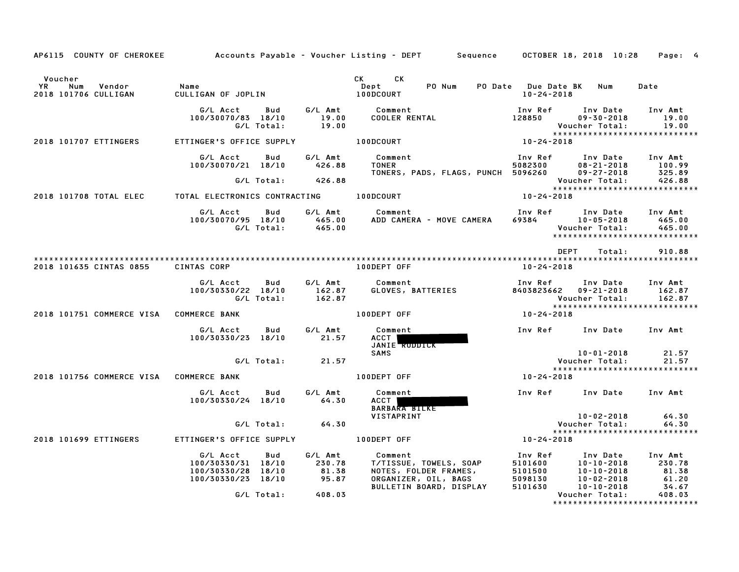AP6115 COUNTY OF CHEROKEE — Accounts Payable - Voucher Listing - DEPT — Sequence — OCTOBER 18, 2018 10:28

| Voucher YR Num Vendor | Name | CK Dept | CK PO Num | PO Date | Due Date BK | Num | Date |
|---|---|---|---|---|---|---|---|
| 2018 101706 CULLIGAN | CULLIGAN OF JOPLIN | 100DCOURT | | | 10-24-2018 | | |

| G/L Acct | Bud | G/L Amt | Comment | Inv Ref | Inv Date | Inv Amt |
|---|---|---|---|---|---|---|
| 100/30070/83 | 18/10 | 19.00 | COOLER RENTAL | 128850 | 09-30-2018 | 19.00 |
| | G/L Total: | 19.00 | | | Voucher Total: | 19.00 |

*****************************

| Voucher YR Num Vendor | Name | Dept | Due Date |
|---|---|---|---|
| 2018 101707 ETTINGERS | ETTINGER'S OFFICE SUPPLY | 100DCOURT | 10-24-2018 |

| G/L Acct | Bud | G/L Amt | Comment | Inv Ref | Inv Date | Inv Amt |
|---|---|---|---|---|---|---|
| 100/30070/21 | 18/10 | 426.88 | TONER | 5082300 | 08-21-2018 | 100.99 |
| | | | TONERS, PADS, FLAGS, PUNCH | 5096260 | 09-27-2018 | 325.89 |
| | G/L Total: | 426.88 | | | Voucher Total: | 426.88 |

*****************************

| Voucher YR Num Vendor | Name | Dept | Due Date |
|---|---|---|---|
| 2018 101708 TOTAL ELEC | TOTAL ELECTRONICS CONTRACTING | 100DCOURT | 10-24-2018 |

| G/L Acct | Bud | G/L Amt | Comment | Inv Ref | Inv Date | Inv Amt |
|---|---|---|---|---|---|---|
| 100/30070/95 | 18/10 | 465.00 | ADD CAMERA - MOVE CAMERA | 69384 | 10-05-2018 | 465.00 |
| | G/L Total: | 465.00 | | | Voucher Total: | 465.00 |

*****************************

DEPT Total: 910.88

*****************************

| Voucher YR Num Vendor | Name | Dept | Due Date |
|---|---|---|---|
| 2018 101635 CINTAS 0855 | CINTAS CORP | 100DEPT OFF | 10-24-2018 |

| G/L Acct | Bud | G/L Amt | Comment | Inv Ref | Inv Date | Inv Amt |
|---|---|---|---|---|---|---|
| 100/30330/22 | 18/10 | 162.87 | GLOVES, BATTERIES | 8403823662 | 09-21-2018 | 162.87 |
| | G/L Total: | 162.87 | | | Voucher Total: | 162.87 |

*****************************

| Voucher YR Num Vendor | Name | Dept | Due Date |
|---|---|---|---|
| 2018 101751 COMMERCE VISA | COMMERCE BANK | 100DEPT OFF | 10-24-2018 |

| G/L Acct | Bud | G/L Amt | Comment | Inv Ref | Inv Date | Inv Amt |
|---|---|---|---|---|---|---|
| 100/30330/23 | 18/10 | 21.57 | ACCT [REDACTED] JANIE RUDDICK SAMS | | 10-01-2018 | 21.57 |
| | G/L Total: | 21.57 | | | Voucher Total: | 21.57 |

*****************************

| Voucher YR Num Vendor | Name | Dept | Due Date |
|---|---|---|---|
| 2018 101756 COMMERCE VISA | COMMERCE BANK | 100DEPT OFF | 10-24-2018 |

| G/L Acct | Bud | G/L Amt | Comment | Inv Ref | Inv Date | Inv Amt |
|---|---|---|---|---|---|---|
| 100/30330/24 | 18/10 | 64.30 | ACCT [REDACTED] BARBARA BILKE VISTAPRINT | | 10-02-2018 | 64.30 |
| | G/L Total: | 64.30 | | | Voucher Total: | 64.30 |

*****************************

| Voucher YR Num Vendor | Name | Dept | Due Date |
|---|---|---|---|
| 2018 101699 ETTINGERS | ETTINGER'S OFFICE SUPPLY | 100DEPT OFF | 10-24-2018 |

| G/L Acct | Bud | G/L Amt | Comment | Inv Ref | Inv Date | Inv Amt |
|---|---|---|---|---|---|---|
| 100/30330/31 | 18/10 | 230.78 | T/TISSUE, TOWELS, SOAP | 5101600 | 10-10-2018 | 230.78 |
| 100/30330/28 | 18/10 | 81.38 | NOTES, FOLDER FRAMES, | 5101500 | 10-10-2018 | 81.38 |
| 100/30330/23 | 18/10 | 95.87 | ORGANIZER, OIL, BAGS | 5098130 | 10-02-2018 | 61.20 |
| | | | BULLETIN BOARD, DISPLAY | 5101630 | 10-10-2018 | 34.67 |
| | G/L Total: | 408.03 | | | Voucher Total: | 408.03 |

*****************************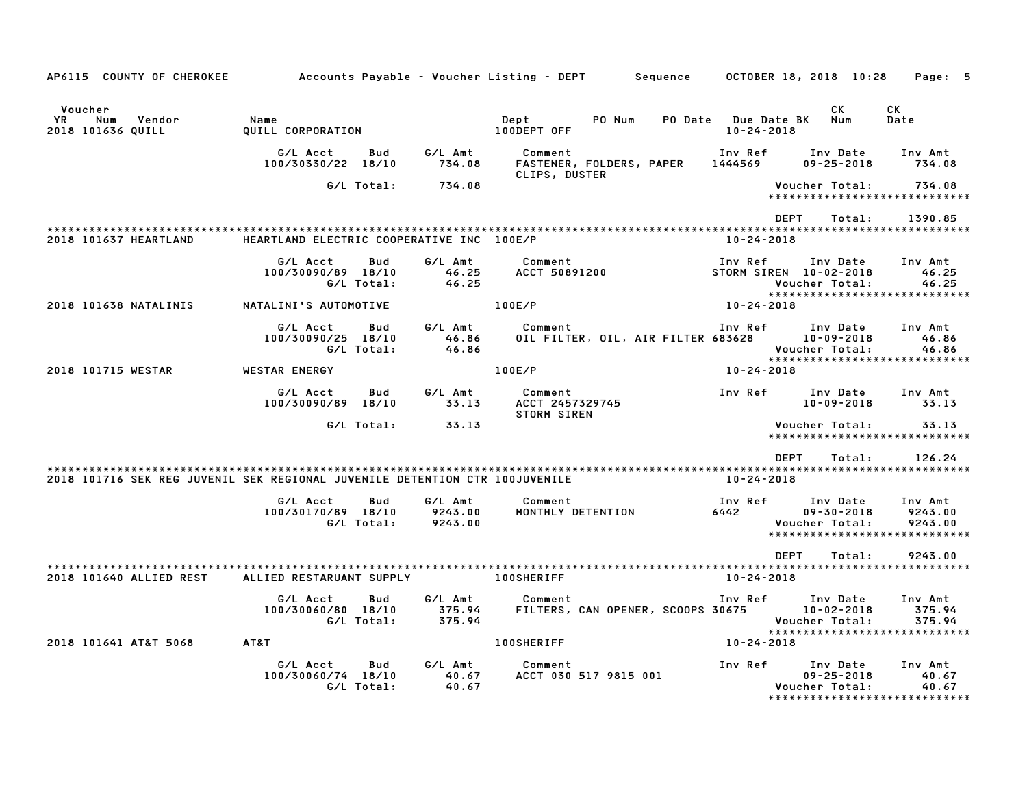AP6115 COUNTY OF CHEROKEE &nbsp;&nbsp;&nbsp; Accounts Payable - Voucher Listing - DEPT &nbsp;&nbsp;&nbsp; Sequence &nbsp;&nbsp;&nbsp; OCTOBER 18, 2018 10:28

| Voucher YR Num Vendor | Name | Dept | PO Num | PO Date | Due Date BK | CK Num | CK Date |
|---|---|---|---|---|---|---|---|
| 2018 101636 QUILL | QUILL CORPORATION | 100DEPT OFF | | | 10-24-2018 | | |

| G/L Acct | Bud | G/L Amt | Comment | Inv Ref | Inv Date | Inv Amt |
|---|---|---|---|---|---|---|
| 100/30330/22 | 18/10 | 734.08 | FASTENER, FOLDERS, PAPER CLIPS, DUSTER | 1444569 | 09-25-2018 | 734.08 |
| | G/L Total: | 734.08 | | | Voucher Total: | 734.08 |

DEPT Total: 1390.85

| Voucher YR Num Vendor | Name | Dept | Due Date BK |
|---|---|---|---|
| 2018 101637 HEARTLAND | HEARTLAND ELECTRIC COOPERATIVE INC | 100E/P | 10-24-2018 |

| G/L Acct | Bud | G/L Amt | Comment | Inv Ref | Inv Date | Inv Amt |
|---|---|---|---|---|---|---|
| 100/30090/89 | 18/10 | 46.25 | ACCT 50891200 | STORM SIREN | 10-02-2018 | 46.25 |
| | G/L Total: | 46.25 | | | Voucher Total: | 46.25 |

| Voucher YR Num Vendor | Name | Dept | Due Date BK |
|---|---|---|---|
| 2018 101638 NATALINIS | NATALINI'S AUTOMOTIVE | 100E/P | 10-24-2018 |

| G/L Acct | Bud | G/L Amt | Comment | Inv Ref | Inv Date | Inv Amt |
|---|---|---|---|---|---|---|
| 100/30090/25 | 18/10 | 46.86 | OIL FILTER, OIL, AIR FILTER | 683628 | 10-09-2018 | 46.86 |
| | G/L Total: | 46.86 | | | Voucher Total: | 46.86 |

| Voucher YR Num Vendor | Name | Dept | Due Date BK |
|---|---|---|---|
| 2018 101715 WESTAR | WESTAR ENERGY | 100E/P | 10-24-2018 |

| G/L Acct | Bud | G/L Amt | Comment | Inv Ref | Inv Date | Inv Amt |
|---|---|---|---|---|---|---|
| 100/30090/89 | 18/10 | 33.13 | ACCT 2457329745 STORM SIREN | | 10-09-2018 | 33.13 |
| | G/L Total: | 33.13 | | | Voucher Total: | 33.13 |

DEPT Total: 126.24

| Voucher YR Num Vendor | Name | Dept | Due Date BK |
|---|---|---|---|
| 2018 101716 SEK REG JUVENIL | SEK REGIONAL JUVENILE DETENTION CTR | 100JUVENILE | 10-24-2018 |

| G/L Acct | Bud | G/L Amt | Comment | Inv Ref | Inv Date | Inv Amt |
|---|---|---|---|---|---|---|
| 100/30170/89 | 18/10 | 9243.00 | MONTHLY DETENTION | 6442 | 09-30-2018 | 9243.00 |
| | G/L Total: | 9243.00 | | | Voucher Total: | 9243.00 |

DEPT Total: 9243.00

| Voucher YR Num Vendor | Name | Dept | Due Date BK |
|---|---|---|---|
| 2018 101640 ALLIED REST | ALLIED RESTARUANT SUPPLY | 100SHERIFF | 10-24-2018 |

| G/L Acct | Bud | G/L Amt | Comment | Inv Ref | Inv Date | Inv Amt |
|---|---|---|---|---|---|---|
| 100/30060/80 | 18/10 | 375.94 | FILTERS, CAN OPENER, SCOOPS | 30675 | 10-02-2018 | 375.94 |
| | G/L Total: | 375.94 | | | Voucher Total: | 375.94 |

| Voucher YR Num Vendor | Name | Dept | Due Date BK |
|---|---|---|---|
| 2018 101641 AT&T 5068 | AT&T | 100SHERIFF | 10-24-2018 |

| G/L Acct | Bud | G/L Amt | Comment | Inv Ref | Inv Date | Inv Amt |
|---|---|---|---|---|---|---|
| 100/30060/74 | 18/10 | 40.67 | ACCT 030 517 9815 001 | | 09-25-2018 | 40.67 |
| | G/L Total: | 40.67 | | | Voucher Total: | 40.67 |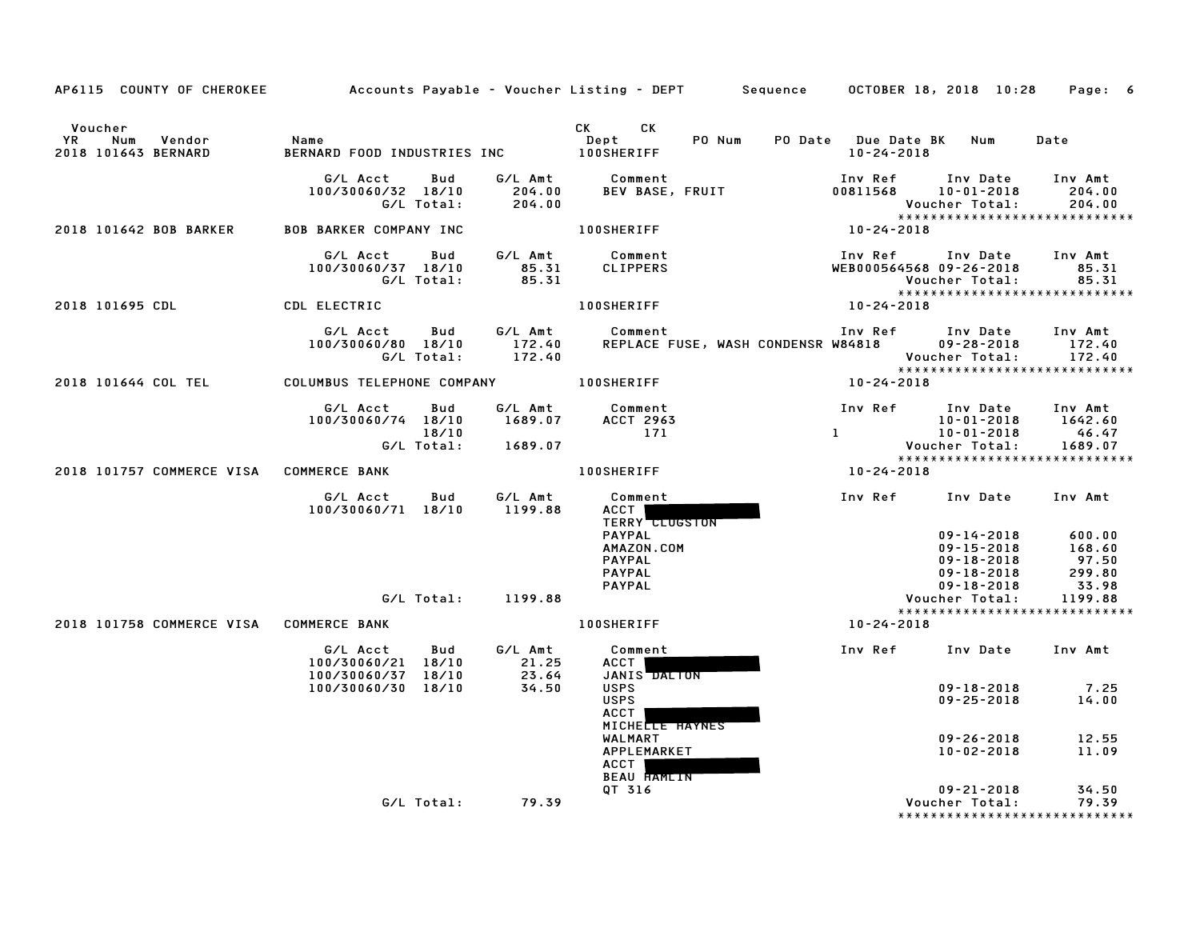AP6115 COUNTY OF CHEROKEE — Accounts Payable - Voucher Listing - DEPT — Sequence — OCTOBER 18, 2018 10:28

| Voucher YR | Num | Vendor | Name | CK Dept | CK | PO Num | PO Date | Due Date | BK | Num | Date |
|---|---|---|---|---|---|---|---|---|---|---|---|
| 2018 | 101643 | BERNARD | BERNARD FOOD INDUSTRIES INC | 100SHERIFF | | | | 10-24-2018 | | | |

| G/L Acct | Bud | G/L Amt | Comment | Inv Ref | Inv Date | Inv Amt |
|---|---|---|---|---|---|---|
| 100/30060/32 | 18/10 | 204.00 | BEV BASE, FRUIT | 00811568 | 10-01-2018 | 204.00 |
| | G/L Total: | 204.00 | | | Voucher Total: | 204.00 |

****************************

| Voucher YR | Num | Vendor | Name | CK Dept | Due Date |
|---|---|---|---|---|---|
| 2018 | 101642 | BOB BARKER | BOB BARKER COMPANY INC | 100SHERIFF | 10-24-2018 |

| G/L Acct | Bud | G/L Amt | Comment | Inv Ref | Inv Date | Inv Amt |
|---|---|---|---|---|---|---|
| 100/30060/37 | 18/10 | 85.31 | CLIPPERS | WEB000564568 | 09-26-2018 | 85.31 |
| | G/L Total: | 85.31 | | | Voucher Total: | 85.31 |

****************************

| Voucher YR | Num | Vendor | Name | CK Dept | Due Date |
|---|---|---|---|---|---|
| 2018 | 101695 | CDL | CDL ELECTRIC | 100SHERIFF | 10-24-2018 |

| G/L Acct | Bud | G/L Amt | Comment | Inv Ref | Inv Date | Inv Amt |
|---|---|---|---|---|---|---|
| 100/30060/80 | 18/10 | 172.40 | REPLACE FUSE, WASH CONDENSR | W84818 | 09-28-2018 | 172.40 |
| | G/L Total: | 172.40 | | | Voucher Total: | 172.40 |

****************************

| Voucher YR | Num | Vendor | Name | CK Dept | Due Date |
|---|---|---|---|---|---|
| 2018 | 101644 | COL TEL | COLUMBUS TELEPHONE COMPANY | 100SHERIFF | 10-24-2018 |

| G/L Acct | Bud | G/L Amt | Comment | Inv Ref | Inv Date | Inv Amt |
|---|---|---|---|---|---|---|
| 100/30060/74 | 18/10 | 1689.07 | ACCT 2963 | | 10-01-2018 | 1642.60 |
| | 18/10 | | 171 | 1 | 10-01-2018 | 46.47 |
| | G/L Total: | 1689.07 | | | Voucher Total: | 1689.07 |

****************************

| Voucher YR | Num | Vendor | Name | CK Dept | Due Date |
|---|---|---|---|---|---|
| 2018 | 101757 | COMMERCE VISA | COMMERCE BANK | 100SHERIFF | 10-24-2018 |

| G/L Acct | Bud | G/L Amt | Comment | Inv Ref | Inv Date | Inv Amt |
|---|---|---|---|---|---|---|
| 100/30060/71 | 18/10 | 1199.88 | ACCT [REDACTED] | | | |
| | | | TERRY CLUGSTON | | | |
| | | | PAYPAL | | 09-14-2018 | 600.00 |
| | | | AMAZON.COM | | 09-15-2018 | 168.60 |
| | | | PAYPAL | | 09-18-2018 | 97.50 |
| | | | PAYPAL | | 09-18-2018 | 299.80 |
| | | | PAYPAL | | 09-18-2018 | 33.98 |
| | G/L Total: | 1199.88 | | | Voucher Total: | 1199.88 |

****************************

| Voucher YR | Num | Vendor | Name | CK Dept | Due Date |
|---|---|---|---|---|---|
| 2018 | 101758 | COMMERCE VISA | COMMERCE BANK | 100SHERIFF | 10-24-2018 |

| G/L Acct | Bud | G/L Amt | Comment | Inv Ref | Inv Date | Inv Amt |
|---|---|---|---|---|---|---|
| 100/30060/21 | 18/10 | 21.25 | ACCT [REDACTED] | | | |
| 100/30060/37 | 18/10 | 23.64 | JANIS DALTON | | | |
| 100/30060/30 | 18/10 | 34.50 | USPS | | 09-18-2018 | 7.25 |
| | | | USPS | | 09-25-2018 | 14.00 |
| | | | ACCT [REDACTED] | | | |
| | | | MICHELLE HAYNES | | | |
| | | | WALMART | | 09-26-2018 | 12.55 |
| | | | APPLEMARKET | | 10-02-2018 | 11.09 |
| | | | ACCT [REDACTED] | | | |
| | | | BEAU HAMLIN | | | |
| | | | QT 316 | | 09-21-2018 | 34.50 |
| | G/L Total: | 79.39 | | | Voucher Total: | 79.39 |

****************************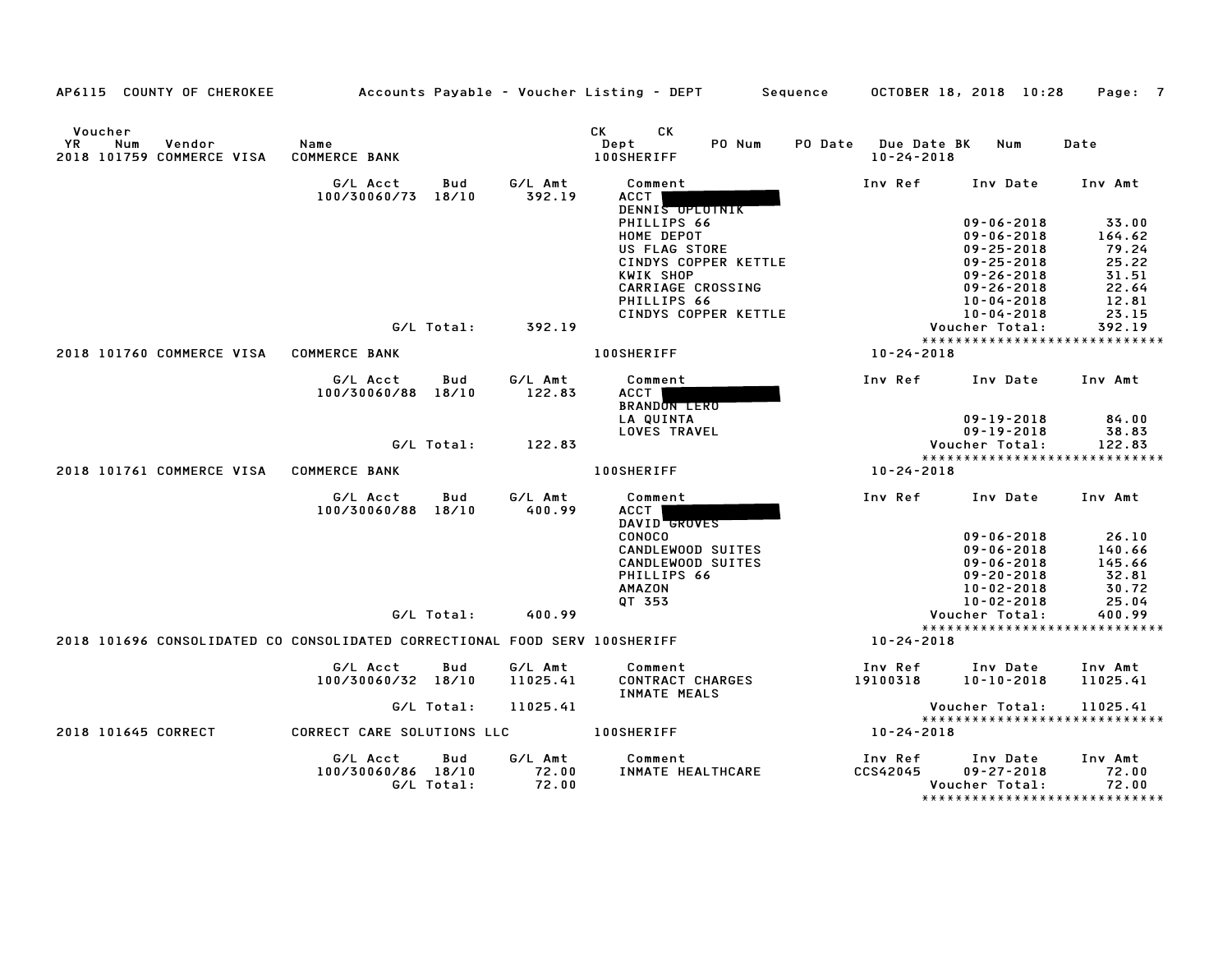AP6115 COUNTY OF CHEROKEE — Accounts Payable - Voucher Listing - DEPT — Sequence — OCTOBER 18, 2018 10:28

| Voucher YR | Num | Vendor | Name | CK Dept | CK | PO Num | PO Date | Due Date | BK | Num | Date |
|---|---|---|---|---|---|---|---|---|---|---|---|
| 2018 | 101759 | COMMERCE VISA | COMMERCE BANK | 100SHERIFF | | | | 10-24-2018 | | | |

| G/L Acct | Bud | G/L Amt | Comment | Inv Ref | Inv Date | Inv Amt |
|---|---|---|---|---|---|---|
| 100/30060/73 | 18/10 | 392.19 | ACCT [REDACTED] | | | |
| | | | DENNIS OPLOTNIK | | | |
| | | | PHILLIPS 66 | | 09-06-2018 | 33.00 |
| | | | HOME DEPOT | | 09-06-2018 | 164.62 |
| | | | US FLAG STORE | | 09-25-2018 | 79.24 |
| | | | CINDYS COPPER KETTLE | | 09-25-2018 | 25.22 |
| | | | KWIK SHOP | | 09-26-2018 | 31.51 |
| | | | CARRIAGE CROSSING | | 09-26-2018 | 22.64 |
| | | | PHILLIPS 66 | | 10-04-2018 | 12.81 |
| | | | CINDYS COPPER KETTLE | | 10-04-2018 | 23.15 |
| | G/L Total: | 392.19 | | | Voucher Total: | 392.19 |

****************************

| Voucher YR | Num | Vendor | Name | CK Dept | Due Date |
|---|---|---|---|---|---|
| 2018 | 101760 | COMMERCE VISA | COMMERCE BANK | 100SHERIFF | 10-24-2018 |

| G/L Acct | Bud | G/L Amt | Comment | Inv Ref | Inv Date | Inv Amt |
|---|---|---|---|---|---|---|
| 100/30060/88 | 18/10 | 122.83 | ACCT [REDACTED] | | | |
| | | | BRANDON LERO | | | |
| | | | LA QUINTA | | 09-19-2018 | 84.00 |
| | | | LOVES TRAVEL | | 09-19-2018 | 38.83 |
| | G/L Total: | 122.83 | | | Voucher Total: | 122.83 |

****************************

| Voucher YR | Num | Vendor | Name | CK Dept | Due Date |
|---|---|---|---|---|---|
| 2018 | 101761 | COMMERCE VISA | COMMERCE BANK | 100SHERIFF | 10-24-2018 |

| G/L Acct | Bud | G/L Amt | Comment | Inv Ref | Inv Date | Inv Amt |
|---|---|---|---|---|---|---|
| 100/30060/88 | 18/10 | 400.99 | ACCT [REDACTED] | | | |
| | | | DAVID GROVES | | | |
| | | | CONOCO | | 09-06-2018 | 26.10 |
| | | | CANDLEWOOD SUITES | | 09-06-2018 | 140.66 |
| | | | CANDLEWOOD SUITES | | 09-06-2018 | 145.66 |
| | | | PHILLIPS 66 | | 09-20-2018 | 32.81 |
| | | | AMAZON | | 10-02-2018 | 30.72 |
| | | | QT 353 | | 10-02-2018 | 25.04 |
| | G/L Total: | 400.99 | | | Voucher Total: | 400.99 |

****************************

| Voucher YR | Num | Vendor | Name | CK Dept | Due Date |
|---|---|---|---|---|---|
| 2018 | 101696 | CONSOLIDATED CO | CONSOLIDATED CORRECTIONAL FOOD SERV | 100SHERIFF | 10-24-2018 |

| G/L Acct | Bud | G/L Amt | Comment | Inv Ref | Inv Date | Inv Amt |
|---|---|---|---|---|---|---|
| 100/30060/32 | 18/10 | 11025.41 | CONTRACT CHARGES | 19100318 | 10-10-2018 | 11025.41 |
| | | | INMATE MEALS | | | |
| | G/L Total: | 11025.41 | | | Voucher Total: | 11025.41 |

****************************

| Voucher YR | Num | Vendor | Name | CK Dept | Due Date |
|---|---|---|---|---|---|
| 2018 | 101645 | CORRECT | CORRECT CARE SOLUTIONS LLC | 100SHERIFF | 10-24-2018 |

| G/L Acct | Bud | G/L Amt | Comment | Inv Ref | Inv Date | Inv Amt |
|---|---|---|---|---|---|---|
| 100/30060/86 | 18/10 | 72.00 | INMATE HEALTHCARE | CCS42045 | 09-27-2018 | 72.00 |
| | G/L Total: | 72.00 | | | Voucher Total: | 72.00 |

****************************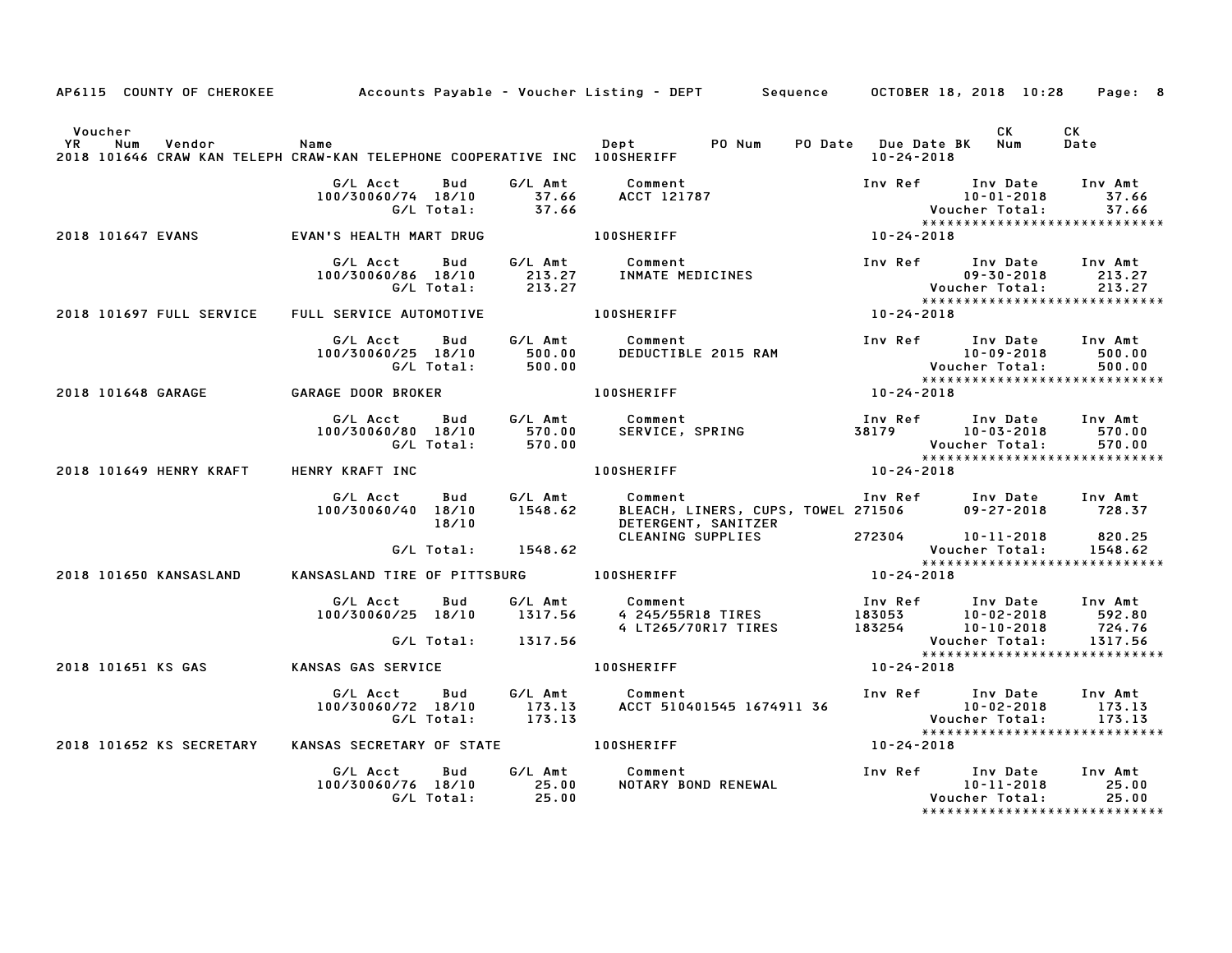AP6115 COUNTY OF CHEROKEE — Accounts Payable - Voucher Listing - DEPT — Sequence — OCTOBER 18, 2018 10:28

| Voucher YR | Num | Vendor | Name | Dept | PO Num | PO Date | Due Date BK | CK Num | CK Date |
|---|---|---|---|---|---|---|---|---|---|
| 2018 | 101646 | CRAW KAN TELEPH | CRAW-KAN TELEPHONE COOPERATIVE INC | 100SHERIFF | | | 10-24-2018 | | |

| G/L Acct | Bud | G/L Amt | Comment | Inv Ref | Inv Date | Inv Amt |
|---|---|---|---|---|---|---|
| 100/30060/74 | 18/10 | 37.66 | ACCT 121787 | | 10-01-2018 | 37.66 |
| | G/L Total: | 37.66 | | | Voucher Total: | 37.66 |

****************************

2018 101647 EVANS — EVAN'S HEALTH MART DRUG — 100SHERIFF — 10-24-2018

| G/L Acct | Bud | G/L Amt | Comment | Inv Ref | Inv Date | Inv Amt |
|---|---|---|---|---|---|---|
| 100/30060/86 | 18/10 | 213.27 | INMATE MEDICINES | | 09-30-2018 | 213.27 |
| | G/L Total: | 213.27 | | | Voucher Total: | 213.27 |

****************************

2018 101697 FULL SERVICE — FULL SERVICE AUTOMOTIVE — 100SHERIFF — 10-24-2018

| G/L Acct | Bud | G/L Amt | Comment | Inv Ref | Inv Date | Inv Amt |
|---|---|---|---|---|---|---|
| 100/30060/25 | 18/10 | 500.00 | DEDUCTIBLE 2015 RAM | | 10-09-2018 | 500.00 |
| | G/L Total: | 500.00 | | | Voucher Total: | 500.00 |

****************************

2018 101648 GARAGE — GARAGE DOOR BROKER — 100SHERIFF — 10-24-2018

| G/L Acct | Bud | G/L Amt | Comment | Inv Ref | Inv Date | Inv Amt |
|---|---|---|---|---|---|---|
| 100/30060/80 | 18/10 | 570.00 | SERVICE, SPRING | 38179 | 10-03-2018 | 570.00 |
| | G/L Total: | 570.00 | | | Voucher Total: | 570.00 |

****************************

2018 101649 HENRY KRAFT — HENRY KRAFT INC — 100SHERIFF — 10-24-2018

| G/L Acct | Bud | G/L Amt | Comment | Inv Ref | Inv Date | Inv Amt |
|---|---|---|---|---|---|---|
| 100/30060/40 | 18/10 | 1548.62 | BLEACH, LINERS, CUPS, TOWEL | 271506 | 09-27-2018 | 728.37 |
| | 18/10 | | DETERGENT, SANITZER | | | |
| | | | CLEANING SUPPLIES | 272304 | 10-11-2018 | 820.25 |
| | G/L Total: | 1548.62 | | | Voucher Total: | 1548.62 |

****************************

2018 101650 KANSASLAND — KANSASLAND TIRE OF PITTSBURG — 100SHERIFF — 10-24-2018

| G/L Acct | Bud | G/L Amt | Comment | Inv Ref | Inv Date | Inv Amt |
|---|---|---|---|---|---|---|
| 100/30060/25 | 18/10 | 1317.56 | 4 245/55R18 TIRES | 183053 | 10-02-2018 | 592.80 |
| | | | 4 LT265/70R17 TIRES | 183254 | 10-10-2018 | 724.76 |
| | G/L Total: | 1317.56 | | | Voucher Total: | 1317.56 |

****************************

2018 101651 KS GAS — KANSAS GAS SERVICE — 100SHERIFF — 10-24-2018

| G/L Acct | Bud | G/L Amt | Comment | Inv Ref | Inv Date | Inv Amt |
|---|---|---|---|---|---|---|
| 100/30060/72 | 18/10 | 173.13 | ACCT 510401545 1674911 36 | | 10-02-2018 | 173.13 |
| | G/L Total: | 173.13 | | | Voucher Total: | 173.13 |

****************************

2018 101652 KS SECRETARY — KANSAS SECRETARY OF STATE — 100SHERIFF — 10-24-2018

| G/L Acct | Bud | G/L Amt | Comment | Inv Ref | Inv Date | Inv Amt |
|---|---|---|---|---|---|---|
| 100/30060/76 | 18/10 | 25.00 | NOTARY BOND RENEWAL | | 10-11-2018 | 25.00 |
| | G/L Total: | 25.00 | | | Voucher Total: | 25.00 |

****************************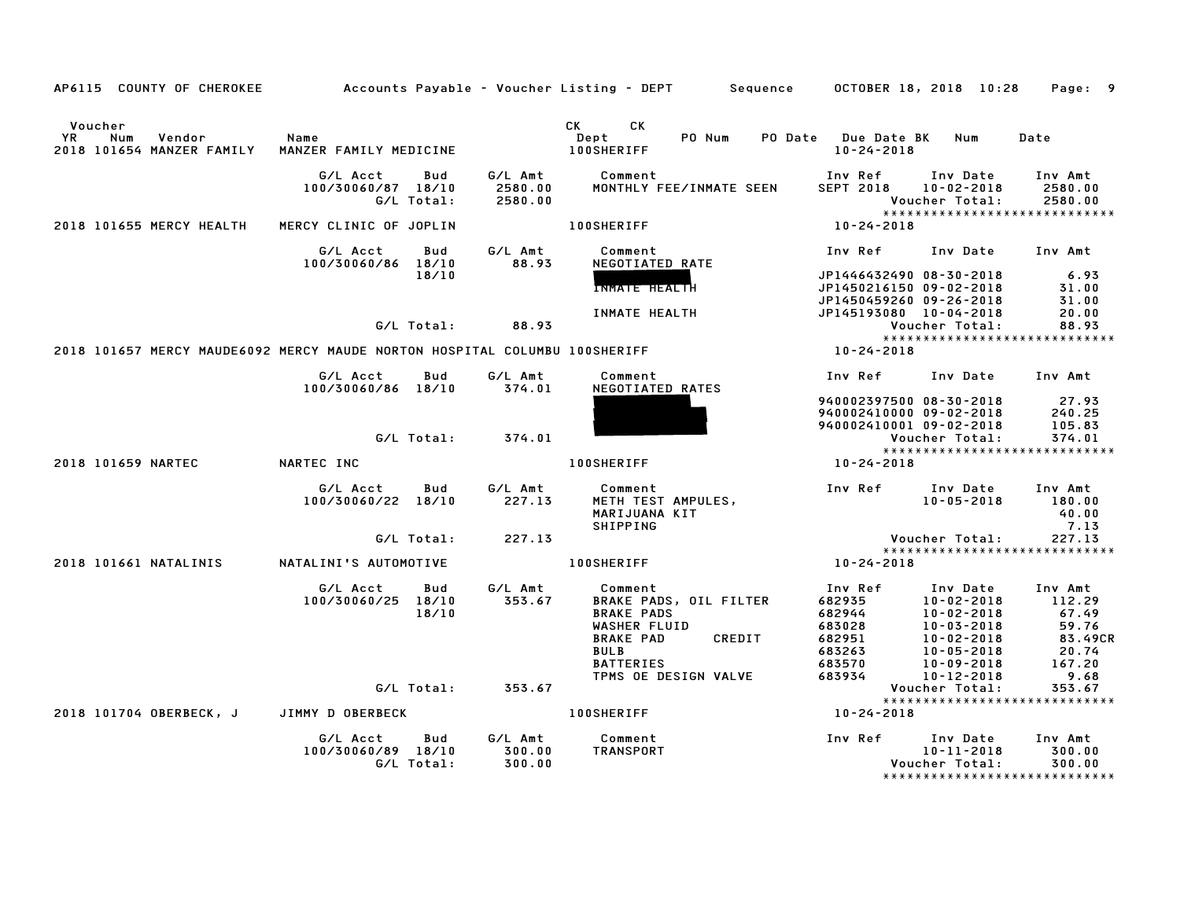AP6115 COUNTY OF CHEROKEE Accounts Payable - Voucher Listing - DEPT Sequence OCTOBER 18, 2018 10:28

| Voucher YR | Num | Vendor | Name | CK Dept | CK | PO Num | PO Date | Due Date BK | Num | Date |
|---|---|---|---|---|---|---|---|---|---|---|
| 2018 | 101654 | MANZER FAMILY | MANZER FAMILY MEDICINE | 100SHERIFF | | | | 10-24-2018 | | |

| G/L Acct | Bud | G/L Amt | Comment | Inv Ref | Inv Date | Inv Amt |
|---|---|---|---|---|---|---|
| 100/30060/87 | 18/10 | 2580.00 | MONTHLY FEE/INMATE SEEN | SEPT 2018 | 10-02-2018 | 2580.00 |
| | G/L Total: | 2580.00 | | | Voucher Total: | 2580.00 |

******************************

| Voucher YR | Num | Vendor | Name | Dept | Due Date |
|---|---|---|---|---|---|
| 2018 | 101655 | MERCY HEALTH | MERCY CLINIC OF JOPLIN | 100SHERIFF | 10-24-2018 |

| G/L Acct | Bud | G/L Amt | Comment | Inv Ref | Inv Date | Inv Amt |
|---|---|---|---|---|---|---|
| 100/30060/86 | 18/10 | 88.93 | NEGOTIATED RATE | | | |
| | 18/10 | | [REDACTED] | JP1446432490 | 08-30-2018 | 6.93 |
| | | | INMATE HEALTH | JP1450216150 | 09-02-2018 | 31.00 |
| | | | | JP1450459260 | 09-26-2018 | 31.00 |
| | | | INMATE HEALTH | JP145193080 | 10-04-2018 | 20.00 |
| | G/L Total: | 88.93 | | | Voucher Total: | 88.93 |

******************************

| Voucher YR | Num | Vendor | Name | Dept | Due Date |
|---|---|---|---|---|---|
| 2018 | 101657 | MERCY MAUDE6092 | MERCY MAUDE NORTON HOSPITAL COLUMBU | 100SHERIFF | 10-24-2018 |

| G/L Acct | Bud | G/L Amt | Comment | Inv Ref | Inv Date | Inv Amt |
|---|---|---|---|---|---|---|
| 100/30060/86 | 18/10 | 374.01 | NEGOTIATED RATES | | | |
| | | | [REDACTED] | 940002397500 | 08-30-2018 | 27.93 |
| | | | [REDACTED] | 940002410000 | 09-02-2018 | 240.25 |
| | | | [REDACTED] | 940002410001 | 09-02-2018 | 105.83 |
| | G/L Total: | 374.01 | | | Voucher Total: | 374.01 |

******************************

| Voucher YR | Num | Vendor | Name | Dept | Due Date |
|---|---|---|---|---|---|
| 2018 | 101659 | NARTEC | NARTEC INC | 100SHERIFF | 10-24-2018 |

| G/L Acct | Bud | G/L Amt | Comment | Inv Ref | Inv Date | Inv Amt |
|---|---|---|---|---|---|---|
| 100/30060/22 | 18/10 | 227.13 | METH TEST AMPULES, | | 10-05-2018 | 180.00 |
| | | | MARIJUANA KIT | | | 40.00 |
| | | | SHIPPING | | | 7.13 |
| | G/L Total: | 227.13 | | | Voucher Total: | 227.13 |

******************************

| Voucher YR | Num | Vendor | Name | Dept | Due Date |
|---|---|---|---|---|---|
| 2018 | 101661 | NATALINIS | NATALINI'S AUTOMOTIVE | 100SHERIFF | 10-24-2018 |

| G/L Acct | Bud | G/L Amt | Comment | Inv Ref | Inv Date | Inv Amt |
|---|---|---|---|---|---|---|
| 100/30060/25 | 18/10 | 353.67 | BRAKE PADS, OIL FILTER | 682935 | 10-02-2018 | 112.29 |
| | 18/10 | | BRAKE PADS | 682944 | 10-02-2018 | 67.49 |
| | | | WASHER FLUID | 683028 | 10-03-2018 | 59.76 |
| | | | BRAKE PAD CREDIT | 682951 | 10-02-2018 | 83.49CR |
| | | | BULB | 683263 | 10-05-2018 | 20.74 |
| | | | BATTERIES | 683570 | 10-09-2018 | 167.20 |
| | | | TPMS OE DESIGN VALVE | 683934 | 10-12-2018 | 9.68 |
| | G/L Total: | 353.67 | | | Voucher Total: | 353.67 |

******************************

| Voucher YR | Num | Vendor | Name | Dept | Due Date |
|---|---|---|---|---|---|
| 2018 | 101704 | OBERBECK, J | JIMMY D OBERBECK | 100SHERIFF | 10-24-2018 |

| G/L Acct | Bud | G/L Amt | Comment | Inv Ref | Inv Date | Inv Amt |
|---|---|---|---|---|---|---|
| 100/30060/89 | 18/10 | 300.00 | TRANSPORT | | 10-11-2018 | 300.00 |
| | G/L Total: | 300.00 | | | Voucher Total: | 300.00 |

******************************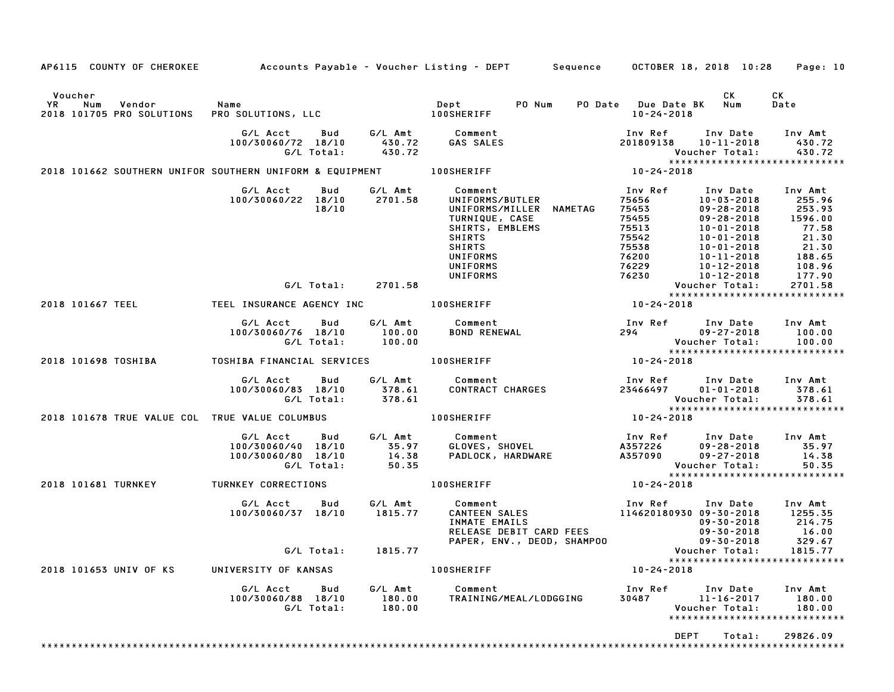AP6115 COUNTY OF CHEROKEE — Accounts Payable - Voucher Listing - DEPT — Sequence — OCTOBER 18, 2018 10:28

| Voucher YR | Num | Vendor | Name | Dept | PO Num | PO Date | Due Date BK | CK Num | CK Date |
|---|---|---|---|---|---|---|---|---|---|
| 2018 | 101705 | PRO SOLUTIONS | PRO SOLUTIONS, LLC | 100SHERIFF | | | 10-24-2018 | | |

| G/L Acct | Bud | G/L Amt | Comment | Inv Ref | Inv Date | Inv Amt |
|---|---|---|---|---|---|---|
| 100/30060/72 | 18/10 | 430.72 | GAS SALES | 201809138 | 10-11-2018 | 430.72 |
| | G/L Total: | 430.72 | | | Voucher Total: | 430.72 |

****************************

| Voucher YR | Num | Vendor | Name | Dept | Due Date |
|---|---|---|---|---|---|
| 2018 | 101662 | SOUTHERN UNIFOR | SOUTHERN UNIFORM & EQUIPMENT | 100SHERIFF | 10-24-2018 |

| G/L Acct | Bud | G/L Amt | Comment | Inv Ref | Inv Date | Inv Amt |
|---|---|---|---|---|---|---|
| 100/30060/22 | 18/10 | 2701.58 | UNIFORMS/BUTLER | 75656 | 10-03-2018 | 255.96 |
| | 18/10 | | UNIFORMS/MILLER NAMETAG | 75453 | 09-28-2018 | 253.93 |
| | | | TURNIQUE, CASE | 75455 | 09-28-2018 | 1596.00 |
| | | | SHIRTS, EMBLEMS | 75513 | 10-01-2018 | 77.58 |
| | | | SHIRTS | 75542 | 10-01-2018 | 21.30 |
| | | | SHIRTS | 75538 | 10-01-2018 | 21.30 |
| | | | UNIFORMS | 76200 | 10-11-2018 | 188.65 |
| | | | UNIFORMS | 76229 | 10-12-2018 | 108.96 |
| | | | UNIFORMS | 76230 | 10-12-2018 | 177.90 |
| | G/L Total: | 2701.58 | | | Voucher Total: | 2701.58 |

****************************

| Voucher YR | Num | Vendor | Name | Dept | Due Date |
|---|---|---|---|---|---|
| 2018 | 101667 | TEEL | TEEL INSURANCE AGENCY INC | 100SHERIFF | 10-24-2018 |

| G/L Acct | Bud | G/L Amt | Comment | Inv Ref | Inv Date | Inv Amt |
|---|---|---|---|---|---|---|
| 100/30060/76 | 18/10 | 100.00 | BOND RENEWAL | 294 | 09-27-2018 | 100.00 |
| | G/L Total: | 100.00 | | | Voucher Total: | 100.00 |

****************************

| Voucher YR | Num | Vendor | Name | Dept | Due Date |
|---|---|---|---|---|---|
| 2018 | 101698 | TOSHIBA | TOSHIBA FINANCIAL SERVICES | 100SHERIFF | 10-24-2018 |

| G/L Acct | Bud | G/L Amt | Comment | Inv Ref | Inv Date | Inv Amt |
|---|---|---|---|---|---|---|
| 100/30060/83 | 18/10 | 378.61 | CONTRACT CHARGES | 23466497 | 01-01-2018 | 378.61 |
| | G/L Total: | 378.61 | | | Voucher Total: | 378.61 |

****************************

| Voucher YR | Num | Vendor | Name | Dept | Due Date |
|---|---|---|---|---|---|
| 2018 | 101678 | TRUE VALUE COL | TRUE VALUE COLUMBUS | 100SHERIFF | 10-24-2018 |

| G/L Acct | Bud | G/L Amt | Comment | Inv Ref | Inv Date | Inv Amt |
|---|---|---|---|---|---|---|
| 100/30060/40 | 18/10 | 35.97 | GLOVES, SHOVEL | A357226 | 09-28-2018 | 35.97 |
| 100/30060/80 | 18/10 | 14.38 | PADLOCK, HARDWARE | A357090 | 09-27-2018 | 14.38 |
| | G/L Total: | 50.35 | | | Voucher Total: | 50.35 |

****************************

| Voucher YR | Num | Vendor | Name | Dept | Due Date |
|---|---|---|---|---|---|
| 2018 | 101681 | TURNKEY | TURNKEY CORRECTIONS | 100SHERIFF | 10-24-2018 |

| G/L Acct | Bud | G/L Amt | Comment | Inv Ref | Inv Date | Inv Amt |
|---|---|---|---|---|---|---|
| 100/30060/37 | 18/10 | 1815.77 | CANTEEN SALES | 114620180930 | 09-30-2018 | 1255.35 |
| | | | INMATE EMAILS | | 09-30-2018 | 214.75 |
| | | | RELEASE DEBIT CARD FEES | | 09-30-2018 | 16.00 |
| | | | PAPER, ENV., DEOD, SHAMPOO | | 09-30-2018 | 329.67 |
| | G/L Total: | 1815.77 | | | Voucher Total: | 1815.77 |

****************************

| Voucher YR | Num | Vendor | Name | Dept | Due Date |
|---|---|---|---|---|---|
| 2018 | 101653 | UNIV OF KS | UNIVERSITY OF KANSAS | 100SHERIFF | 10-24-2018 |

| G/L Acct | Bud | G/L Amt | Comment | Inv Ref | Inv Date | Inv Amt |
|---|---|---|---|---|---|---|
| 100/30060/88 | 18/10 | 180.00 | TRAINING/MEAL/LODGING | 30487 | 11-16-2017 | 180.00 |
| | G/L Total: | 180.00 | | | Voucher Total: | 180.00 |

****************************

DEPT Total: 29826.09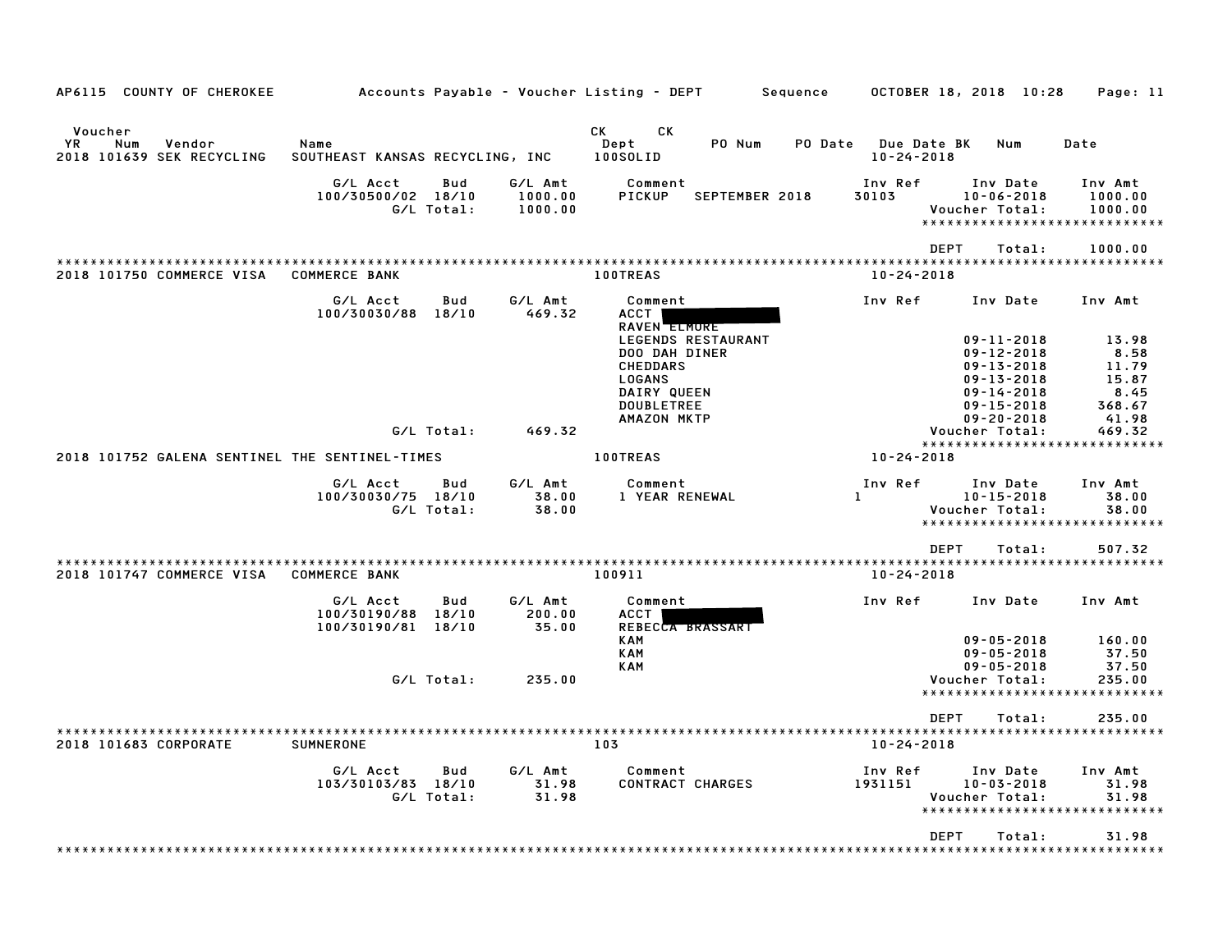AP6115 COUNTY OF CHEROKEE — Accounts Payable - Voucher Listing - DEPT — Sequence — OCTOBER 18, 2018 10:28

| Voucher YR | Num | Vendor | Name | CK Dept | CK | PO Num | PO Date | Due Date | BK | Num | Date |
|---|---|---|---|---|---|---|---|---|---|---|---|
| 2018 | 101639 | SEK RECYCLING | SOUTHEAST KANSAS RECYCLING, INC | 100SOLID | | | | 10-24-2018 | | | |

| G/L Acct | Bud | G/L Amt | Comment | Inv Ref | Inv Date | Inv Amt |
|---|---|---|---|---|---|---|
| 100/30500/02 | 18/10 | 1000.00 | PICKUP SEPTEMBER 2018 | 30103 | 10-06-2018 | 1000.00 |
| | G/L Total: | 1000.00 | | | Voucher Total: | 1000.00 |

DEPT Total: 1000.00

| Voucher YR | Num | Vendor | Name | CK Dept | Due Date |
|---|---|---|---|---|---|
| 2018 | 101750 | COMMERCE VISA | COMMERCE BANK | 100TREAS | 10-24-2018 |

| G/L Acct | Bud | G/L Amt | Comment | Inv Ref | Inv Date | Inv Amt |
|---|---|---|---|---|---|---|
| 100/30030/88 | 18/10 | 469.32 | ACCT [REDACTED] | | | |
| | | | RAVEN ELMORE | | | |
| | | | LEGENDS RESTAURANT | | 09-11-2018 | 13.98 |
| | | | DOO DAH DINER | | 09-12-2018 | 8.58 |
| | | | CHEDDARS | | 09-13-2018 | 11.79 |
| | | | LOGANS | | 09-13-2018 | 15.87 |
| | | | DAIRY QUEEN | | 09-14-2018 | 8.45 |
| | | | DOUBLETREE | | 09-15-2018 | 368.67 |
| | | | AMAZON MKTP | | 09-20-2018 | 41.98 |
| | G/L Total: | 469.32 | | | Voucher Total: | 469.32 |

| Voucher YR | Num | Vendor | Name | CK Dept | Due Date |
|---|---|---|---|---|---|
| 2018 | 101752 | GALENA SENTINEL | THE SENTINEL-TIMES | 100TREAS | 10-24-2018 |

| G/L Acct | Bud | G/L Amt | Comment | Inv Ref | Inv Date | Inv Amt |
|---|---|---|---|---|---|---|
| 100/30030/75 | 18/10 | 38.00 | 1 YEAR RENEWAL | 1 | 10-15-2018 | 38.00 |
| | G/L Total: | 38.00 | | | Voucher Total: | 38.00 |

DEPT Total: 507.32

| Voucher YR | Num | Vendor | Name | CK Dept | Due Date |
|---|---|---|---|---|---|
| 2018 | 101747 | COMMERCE VISA | COMMERCE BANK | 100911 | 10-24-2018 |

| G/L Acct | Bud | G/L Amt | Comment | Inv Ref | Inv Date | Inv Amt |
|---|---|---|---|---|---|---|
| 100/30190/88 | 18/10 | 200.00 | ACCT [REDACTED] | | | |
| 100/30190/81 | 18/10 | 35.00 | REBECCA BRASSART | | | |
| | | | KAM | | 09-05-2018 | 160.00 |
| | | | KAM | | 09-05-2018 | 37.50 |
| | | | KAM | | 09-05-2018 | 37.50 |
| | G/L Total: | 235.00 | | | Voucher Total: | 235.00 |

DEPT Total: 235.00

| Voucher YR | Num | Vendor | Name | CK Dept | Due Date |
|---|---|---|---|---|---|
| 2018 | 101683 | CORPORATE | SUMNERONE | 103 | 10-24-2018 |

| G/L Acct | Bud | G/L Amt | Comment | Inv Ref | Inv Date | Inv Amt |
|---|---|---|---|---|---|---|
| 103/30103/83 | 18/10 | 31.98 | CONTRACT CHARGES | 1931151 | 10-03-2018 | 31.98 |
| | G/L Total: | 31.98 | | | Voucher Total: | 31.98 |

DEPT Total: 31.98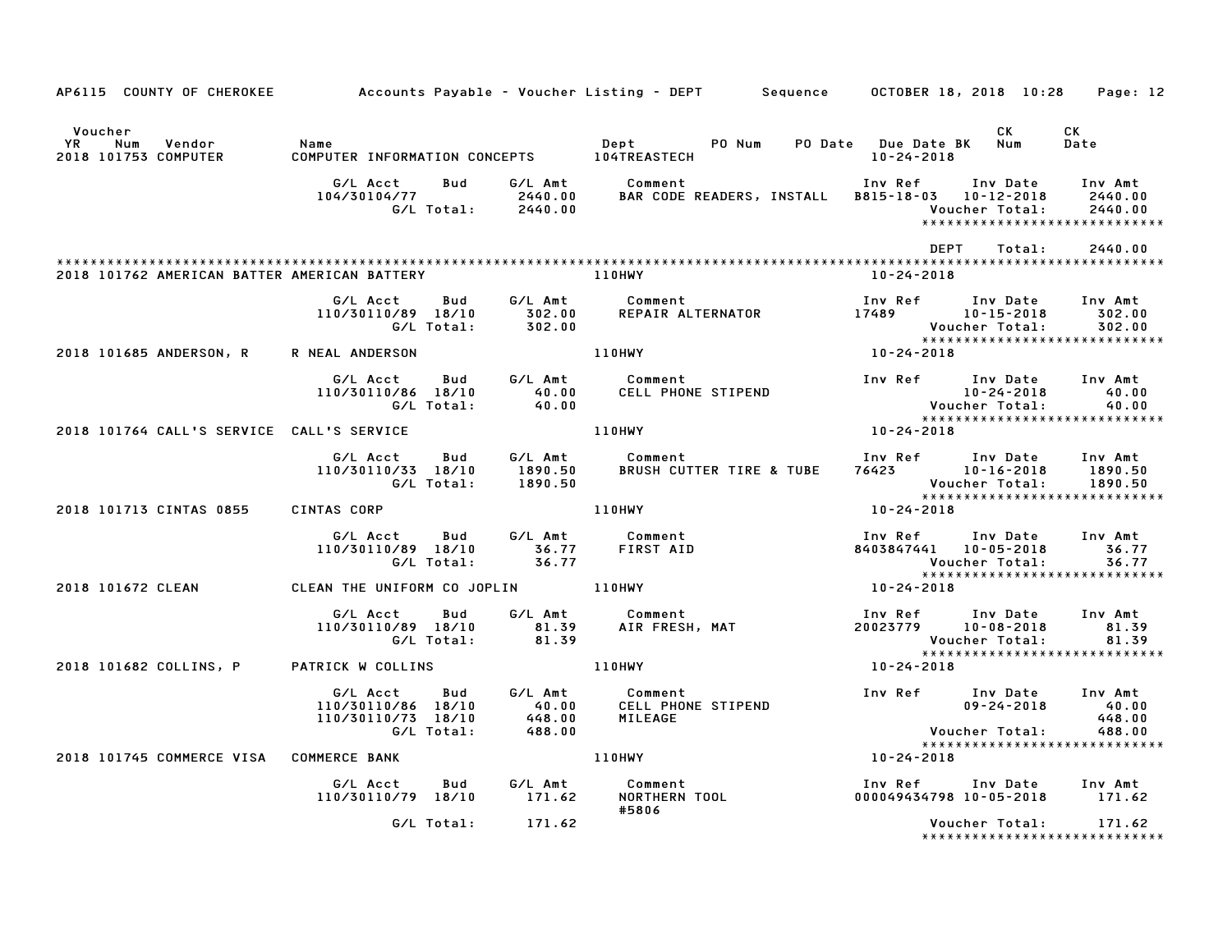AP6115 COUNTY OF CHEROKEE — Accounts Payable - Voucher Listing - DEPT — Sequence — OCTOBER 18, 2018 10:28

| Voucher YR | Num | Vendor | Name | Dept | PO Num | PO Date | Due Date BK | CK Num | CK Date |
|---|---|---|---|---|---|---|---|---|---|
| 2018 | 101753 | COMPUTER | COMPUTER INFORMATION CONCEPTS | 104TREASTECH | | | 10-24-2018 | | |

| G/L Acct | Bud | G/L Amt | Comment | Inv Ref | Inv Date | Inv Amt |
|---|---|---|---|---|---|---|
| 104/30104/77 | | 2440.00 | BAR CODE READERS, INSTALL | B815-18-03 | 10-12-2018 | 2440.00 |
| | G/L Total: | 2440.00 | | | Voucher Total: | 2440.00 |

DEPT Total: 2440.00

| Voucher YR | Num | Vendor | Name | Dept | Due Date |
|---|---|---|---|---|---|
| 2018 | 101762 | AMERICAN BATTER | AMERICAN BATTERY | 110HWY | 10-24-2018 |

| G/L Acct | Bud | G/L Amt | Comment | Inv Ref | Inv Date | Inv Amt |
|---|---|---|---|---|---|---|
| 110/30110/89 | 18/10 | 302.00 | REPAIR ALTERNATOR | 17489 | 10-15-2018 | 302.00 |
| | G/L Total: | 302.00 | | | Voucher Total: | 302.00 |

| Voucher YR | Num | Vendor | Name | Dept | Due Date |
|---|---|---|---|---|---|
| 2018 | 101685 | ANDERSON, R | R NEAL ANDERSON | 110HWY | 10-24-2018 |

| G/L Acct | Bud | G/L Amt | Comment | Inv Ref | Inv Date | Inv Amt |
|---|---|---|---|---|---|---|
| 110/30110/86 | 18/10 | 40.00 | CELL PHONE STIPEND | | 10-24-2018 | 40.00 |
| | G/L Total: | 40.00 | | | Voucher Total: | 40.00 |

| Voucher YR | Num | Vendor | Name | Dept | Due Date |
|---|---|---|---|---|---|
| 2018 | 101764 | CALL'S SERVICE | CALL'S SERVICE | 110HWY | 10-24-2018 |

| G/L Acct | Bud | G/L Amt | Comment | Inv Ref | Inv Date | Inv Amt |
|---|---|---|---|---|---|---|
| 110/30110/33 | 18/10 | 1890.50 | BRUSH CUTTER TIRE & TUBE | 76423 | 10-16-2018 | 1890.50 |
| | G/L Total: | 1890.50 | | | Voucher Total: | 1890.50 |

| Voucher YR | Num | Vendor | Name | Dept | Due Date |
|---|---|---|---|---|---|
| 2018 | 101713 | CINTAS 0855 | CINTAS CORP | 110HWY | 10-24-2018 |

| G/L Acct | Bud | G/L Amt | Comment | Inv Ref | Inv Date | Inv Amt |
|---|---|---|---|---|---|---|
| 110/30110/89 | 18/10 | 36.77 | FIRST AID | 8403847441 | 10-05-2018 | 36.77 |
| | G/L Total: | 36.77 | | | Voucher Total: | 36.77 |

| Voucher YR | Num | Vendor | Name | Dept | Due Date |
|---|---|---|---|---|---|
| 2018 | 101672 | CLEAN | CLEAN THE UNIFORM CO JOPLIN | 110HWY | 10-24-2018 |

| G/L Acct | Bud | G/L Amt | Comment | Inv Ref | Inv Date | Inv Amt |
|---|---|---|---|---|---|---|
| 110/30110/89 | 18/10 | 81.39 | AIR FRESH, MAT | 20023779 | 10-08-2018 | 81.39 |
| | G/L Total: | 81.39 | | | Voucher Total: | 81.39 |

| Voucher YR | Num | Vendor | Name | Dept | Due Date |
|---|---|---|---|---|---|
| 2018 | 101682 | COLLINS, P | PATRICK W COLLINS | 110HWY | 10-24-2018 |

| G/L Acct | Bud | G/L Amt | Comment | Inv Ref | Inv Date | Inv Amt |
|---|---|---|---|---|---|---|
| 110/30110/86 | 18/10 | 40.00 | CELL PHONE STIPEND | | 09-24-2018 | 40.00 |
| 110/30110/73 | 18/10 | 448.00 | MILEAGE | | | 448.00 |
| | G/L Total: | 488.00 | | | Voucher Total: | 488.00 |

| Voucher YR | Num | Vendor | Name | Dept | Due Date |
|---|---|---|---|---|---|
| 2018 | 101745 | COMMERCE VISA | COMMERCE BANK | 110HWY | 10-24-2018 |

| G/L Acct | Bud | G/L Amt | Comment | Inv Ref | Inv Date | Inv Amt |
|---|---|---|---|---|---|---|
| 110/30110/79 | 18/10 | 171.62 | NORTHERN TOOL #5806 | 000049434798 | 10-05-2018 | 171.62 |
| | G/L Total: | 171.62 | | | Voucher Total: | 171.62 |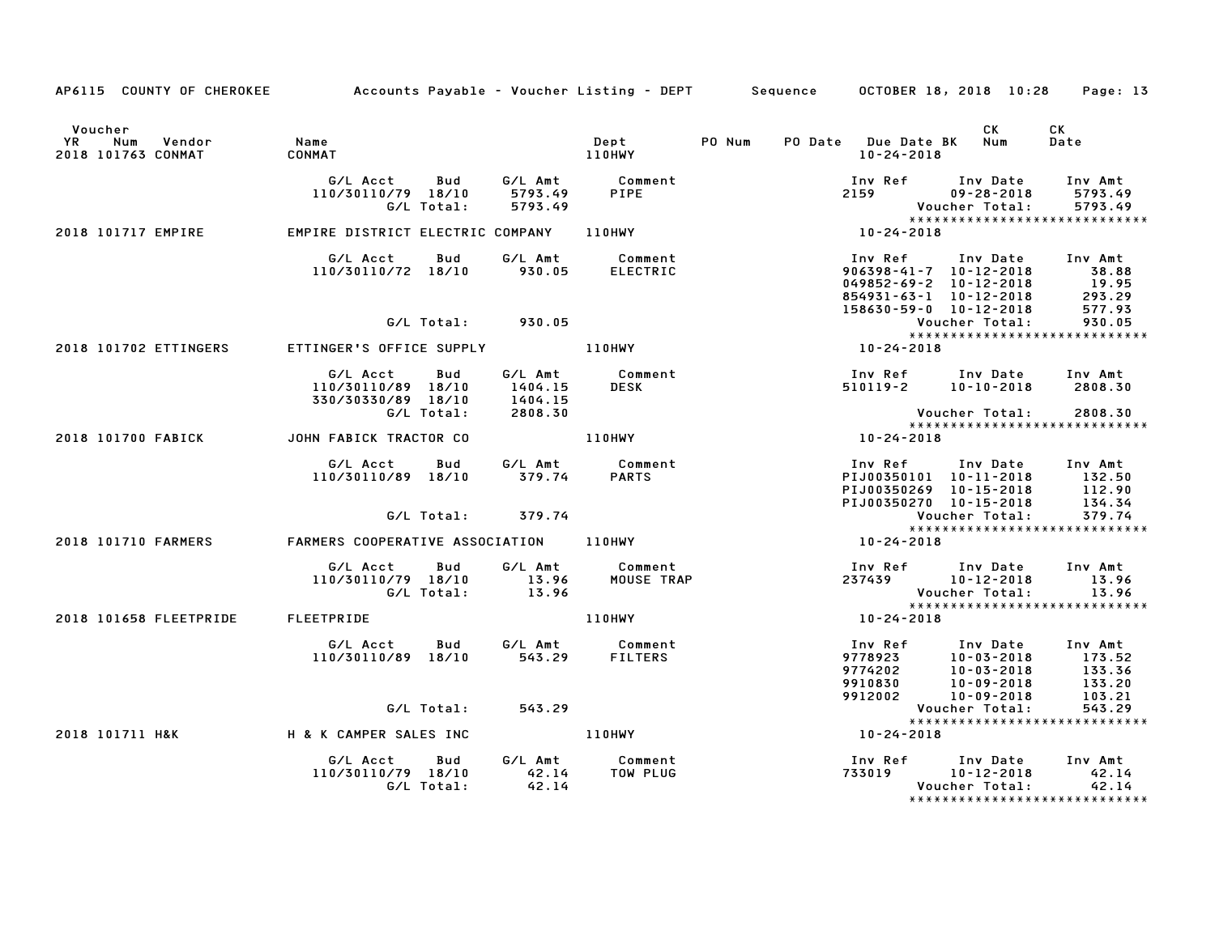AP6115 COUNTY OF CHEROKEE — Accounts Payable - Voucher Listing - DEPT — Sequence — OCTOBER 18, 2018 10:28

| Voucher YR | Num | Vendor | Name | Dept | PO Num | PO Date | Due Date | BK | CK Num | CK Date |
|---|---|---|---|---|---|---|---|---|---|---|
| 2018 | 101763 | CONMAT | CONMAT | 110HWY | | | 10-24-2018 | | | |

| G/L Acct | Bud | G/L Amt | Comment | Inv Ref | Inv Date | Inv Amt |
|---|---|---|---|---|---|---|
| 110/30110/79 | 18/10 | 5793.49 | PIPE | 2159 | 09-28-2018 | 5793.49 |
| | G/L Total: | 5793.49 | | | Voucher Total: | 5793.49 |

***************************

| Voucher YR | Num | Vendor | Name | Dept | Due Date |
|---|---|---|---|---|---|
| 2018 | 101717 | EMPIRE | EMPIRE DISTRICT ELECTRIC COMPANY | 110HWY | 10-24-2018 |

| G/L Acct | Bud | G/L Amt | Comment | Inv Ref | Inv Date | Inv Amt |
|---|---|---|---|---|---|---|
| 110/30110/72 | 18/10 | 930.05 | ELECTRIC | 906398-41-7 | 10-12-2018 | 38.88 |
| | | | | 049852-69-2 | 10-12-2018 | 19.95 |
| | | | | 854931-63-1 | 10-12-2018 | 293.29 |
| | | | | 158630-59-0 | 10-12-2018 | 577.93 |
| | G/L Total: | 930.05 | | | Voucher Total: | 930.05 |

***************************

| Voucher YR | Num | Vendor | Name | Dept | Due Date |
|---|---|---|---|---|---|
| 2018 | 101702 | ETTINGERS | ETTINGER'S OFFICE SUPPLY | 110HWY | 10-24-2018 |

| G/L Acct | Bud | G/L Amt | Comment | Inv Ref | Inv Date | Inv Amt |
|---|---|---|---|---|---|---|
| 110/30110/89 | 18/10 | 1404.15 | DESK | 510119-2 | 10-10-2018 | 2808.30 |
| 330/30330/89 | 18/10 | 1404.15 | | | | |
| | G/L Total: | 2808.30 | | | Voucher Total: | 2808.30 |

***************************

| Voucher YR | Num | Vendor | Name | Dept | Due Date |
|---|---|---|---|---|---|
| 2018 | 101700 | FABICK | JOHN FABICK TRACTOR CO | 110HWY | 10-24-2018 |

| G/L Acct | Bud | G/L Amt | Comment | Inv Ref | Inv Date | Inv Amt |
|---|---|---|---|---|---|---|
| 110/30110/89 | 18/10 | 379.74 | PARTS | PIJ00350101 | 10-11-2018 | 132.50 |
| | | | | PIJ00350269 | 10-15-2018 | 112.90 |
| | | | | PIJ00350270 | 10-15-2018 | 134.34 |
| | G/L Total: | 379.74 | | | Voucher Total: | 379.74 |

***************************

| Voucher YR | Num | Vendor | Name | Dept | Due Date |
|---|---|---|---|---|---|
| 2018 | 101710 | FARMERS | FARMERS COOPERATIVE ASSOCIATION | 110HWY | 10-24-2018 |

| G/L Acct | Bud | G/L Amt | Comment | Inv Ref | Inv Date | Inv Amt |
|---|---|---|---|---|---|---|
| 110/30110/79 | 18/10 | 13.96 | MOUSE TRAP | 237439 | 10-12-2018 | 13.96 |
| | G/L Total: | 13.96 | | | Voucher Total: | 13.96 |

***************************

| Voucher YR | Num | Vendor | Name | Dept | Due Date |
|---|---|---|---|---|---|
| 2018 | 101658 | FLEETPRIDE | FLEETPRIDE | 110HWY | 10-24-2018 |

| G/L Acct | Bud | G/L Amt | Comment | Inv Ref | Inv Date | Inv Amt |
|---|---|---|---|---|---|---|
| 110/30110/89 | 18/10 | 543.29 | FILTERS | 9778923 | 10-03-2018 | 173.52 |
| | | | | 9774202 | 10-03-2018 | 133.36 |
| | | | | 9910830 | 10-09-2018 | 133.20 |
| | | | | 9912002 | 10-09-2018 | 103.21 |
| | G/L Total: | 543.29 | | | Voucher Total: | 543.29 |

***************************

| Voucher YR | Num | Vendor | Name | Dept | Due Date |
|---|---|---|---|---|---|
| 2018 | 101711 | H&K | H & K CAMPER SALES INC | 110HWY | 10-24-2018 |

| G/L Acct | Bud | G/L Amt | Comment | Inv Ref | Inv Date | Inv Amt |
|---|---|---|---|---|---|---|
| 110/30110/79 | 18/10 | 42.14 | TOW PLUG | 733019 | 10-12-2018 | 42.14 |
| | G/L Total: | 42.14 | | | Voucher Total: | 42.14 |

***************************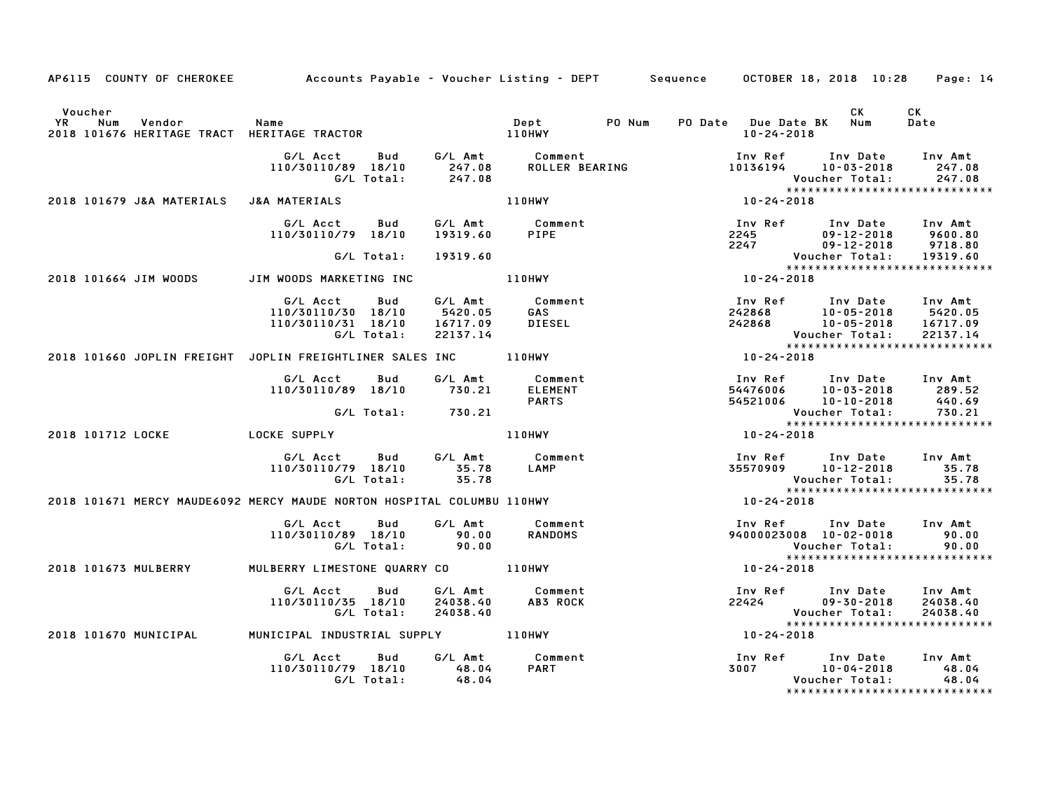AP6115 COUNTY OF CHEROKEE — Accounts Payable - Voucher Listing - DEPT — Sequence — OCTOBER 18, 2018 10:28

| Voucher YR | Num | Vendor | Name | Dept | PO Num | PO Date | Due Date BK | CK Num | CK Date |
|---|---|---|---|---|---|---|---|---|---|
| 2018 | 101676 | HERITAGE TRACT | HERITAGE TRACTOR | 110HWY | | | 10-24-2018 | | |

| G/L Acct | Bud | G/L Amt | Comment | Inv Ref | Inv Date | Inv Amt |
|---|---|---|---|---|---|---|
| 110/30110/89 | 18/10 | 247.08 | ROLLER BEARING | 10136194 | 10-03-2018 | 247.08 |
| | G/L Total: | 247.08 | | | Voucher Total: | 247.08 |

| Voucher YR | Num | Vendor | Name | Dept | Due Date |
|---|---|---|---|---|---|
| 2018 | 101679 | J&A MATERIALS | J&A MATERIALS | 110HWY | 10-24-2018 |

| G/L Acct | Bud | G/L Amt | Comment | Inv Ref | Inv Date | Inv Amt |
|---|---|---|---|---|---|---|
| 110/30110/79 | 18/10 | 19319.60 | PIPE | 2245 | 09-12-2018 | 9600.80 |
| | | | | 2247 | 09-12-2018 | 9718.80 |
| | G/L Total: | 19319.60 | | | Voucher Total: | 19319.60 |

| Voucher YR | Num | Vendor | Name | Dept | Due Date |
|---|---|---|---|---|---|
| 2018 | 101664 | JIM WOODS | JIM WOODS MARKETING INC | 110HWY | 10-24-2018 |

| G/L Acct | Bud | G/L Amt | Comment | Inv Ref | Inv Date | Inv Amt |
|---|---|---|---|---|---|---|
| 110/30110/30 | 18/10 | 5420.05 | GAS | 242868 | 10-05-2018 | 5420.05 |
| 110/30110/31 | 18/10 | 16717.09 | DIESEL | 242868 | 10-05-2018 | 16717.09 |
| | G/L Total: | 22137.14 | | | Voucher Total: | 22137.14 |

| Voucher YR | Num | Vendor | Name | Dept | Due Date |
|---|---|---|---|---|---|
| 2018 | 101660 | JOPLIN FREIGHT | JOPLIN FREIGHTLINER SALES INC | 110HWY | 10-24-2018 |

| G/L Acct | Bud | G/L Amt | Comment | Inv Ref | Inv Date | Inv Amt |
|---|---|---|---|---|---|---|
| 110/30110/89 | 18/10 | 730.21 | ELEMENT | 54476006 | 10-03-2018 | 289.52 |
| | | | PARTS | 54521006 | 10-10-2018 | 440.69 |
| | G/L Total: | 730.21 | | | Voucher Total: | 730.21 |

| Voucher YR | Num | Vendor | Name | Dept | Due Date |
|---|---|---|---|---|---|
| 2018 | 101712 | LOCKE | LOCKE SUPPLY | 110HWY | 10-24-2018 |

| G/L Acct | Bud | G/L Amt | Comment | Inv Ref | Inv Date | Inv Amt |
|---|---|---|---|---|---|---|
| 110/30110/79 | 18/10 | 35.78 | LAMP | 35570909 | 10-12-2018 | 35.78 |
| | G/L Total: | 35.78 | | | Voucher Total: | 35.78 |

| Voucher YR | Num | Vendor | Name | Dept | Due Date |
|---|---|---|---|---|---|
| 2018 | 101671 | MERCY MAUDE6092 | MERCY MAUDE NORTON HOSPITAL COLUMBU | 110HWY | 10-24-2018 |

| G/L Acct | Bud | G/L Amt | Comment | Inv Ref | Inv Date | Inv Amt |
|---|---|---|---|---|---|---|
| 110/30110/89 | 18/10 | 90.00 | RANDOMS | 94000023008 | 10-02-2018 | 90.00 |
| | G/L Total: | 90.00 | | | Voucher Total: | 90.00 |

| Voucher YR | Num | Vendor | Name | Dept | Due Date |
|---|---|---|---|---|---|
| 2018 | 101673 | MULBERRY | MULBERRY LIMESTONE QUARRY CO | 110HWY | 10-24-2018 |

| G/L Acct | Bud | G/L Amt | Comment | Inv Ref | Inv Date | Inv Amt |
|---|---|---|---|---|---|---|
| 110/30110/35 | 18/10 | 24038.40 | AB3 ROCK | 22424 | 09-30-2018 | 24038.40 |
| | G/L Total: | 24038.40 | | | Voucher Total: | 24038.40 |

| Voucher YR | Num | Vendor | Name | Dept | Due Date |
|---|---|---|---|---|---|
| 2018 | 101670 | MUNICIPAL | MUNICIPAL INDUSTRIAL SUPPLY | 110HWY | 10-24-2018 |

| G/L Acct | Bud | G/L Amt | Comment | Inv Ref | Inv Date | Inv Amt |
|---|---|---|---|---|---|---|
| 110/30110/79 | 18/10 | 48.04 | PART | 3007 | 10-04-2018 | 48.04 |
| | G/L Total: | 48.04 | | | Voucher Total: | 48.04 |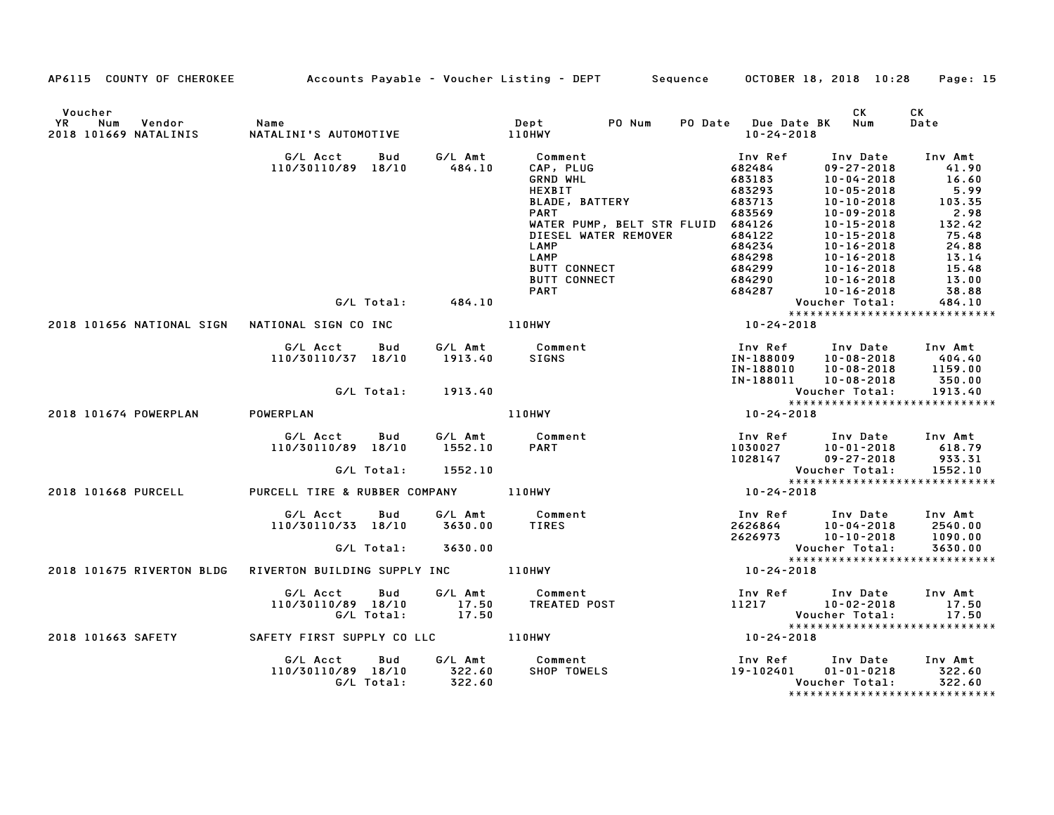AP6115 COUNTY OF CHEROKEE Accounts Payable - Voucher Listing - DEPT Sequence OCTOBER 18, 2018 10:28

| Voucher YR Num Vendor | Name | Dept | PO Num | PO Date | Due Date BK | CK Num | CK Date |
|---|---|---|---|---|---|---|---|
| 2018 101669 NATALINIS | NATALINI'S AUTOMOTIVE | 110HWY | | | 10-24-2018 | | |

| G/L Acct | Bud | G/L Amt | Comment | Inv Ref | Inv Date | Inv Amt |
|---|---|---|---|---|---|---|
| 110/30110/89 | 18/10 | 484.10 | CAP, PLUG | 682484 | 09-27-2018 | 41.90 |
| | | | GRND WHL | 683183 | 10-04-2018 | 16.60 |
| | | | HEXBIT | 683293 | 10-05-2018 | 5.99 |
| | | | BLADE, BATTERY | 683713 | 10-10-2018 | 103.35 |
| | | | PART | 683569 | 10-09-2018 | 2.98 |
| | | | WATER PUMP, BELT STR FLUID | 684126 | 10-15-2018 | 132.42 |
| | | | DIESEL WATER REMOVER | 684122 | 10-15-2018 | 75.48 |
| | | | LAMP | 684234 | 10-16-2018 | 24.88 |
| | | | LAMP | 684298 | 10-16-2018 | 13.14 |
| | | | BUTT CONNECT | 684299 | 10-16-2018 | 15.48 |
| | | | BUTT CONNECT | 684290 | 10-16-2018 | 13.00 |
| | | | PART | 684287 | 10-16-2018 | 38.88 |
| | G/L Total: | 484.10 | | | Voucher Total: | 484.10 |

****************************

| Voucher YR Num Vendor | Name | Dept | Due Date |
|---|---|---|---|
| 2018 101656 NATIONAL SIGN | NATIONAL SIGN CO INC | 110HWY | 10-24-2018 |

| G/L Acct | Bud | G/L Amt | Comment | Inv Ref | Inv Date | Inv Amt |
|---|---|---|---|---|---|---|
| 110/30110/37 | 18/10 | 1913.40 | SIGNS | IN-188009 | 10-08-2018 | 404.40 |
| | | | | IN-188010 | 10-08-2018 | 1159.00 |
| | | | | IN-188011 | 10-08-2018 | 350.00 |
| | G/L Total: | 1913.40 | | | Voucher Total: | 1913.40 |

****************************

| Voucher YR Num Vendor | Name | Dept | Due Date |
|---|---|---|---|
| 2018 101674 POWERPLAN | POWERPLAN | 110HWY | 10-24-2018 |

| G/L Acct | Bud | G/L Amt | Comment | Inv Ref | Inv Date | Inv Amt |
|---|---|---|---|---|---|---|
| 110/30110/89 | 18/10 | 1552.10 | PART | 1030027 | 10-01-2018 | 618.79 |
| | | | | 1028147 | 09-27-2018 | 933.31 |
| | G/L Total: | 1552.10 | | | Voucher Total: | 1552.10 |

****************************

| Voucher YR Num Vendor | Name | Dept | Due Date |
|---|---|---|---|
| 2018 101668 PURCELL | PURCELL TIRE & RUBBER COMPANY | 110HWY | 10-24-2018 |

| G/L Acct | Bud | G/L Amt | Comment | Inv Ref | Inv Date | Inv Amt |
|---|---|---|---|---|---|---|
| 110/30110/33 | 18/10 | 3630.00 | TIRES | 2626864 | 10-04-2018 | 2540.00 |
| | | | | 2626973 | 10-10-2018 | 1090.00 |
| | G/L Total: | 3630.00 | | | Voucher Total: | 3630.00 |

****************************

| Voucher YR Num Vendor | Name | Dept | Due Date |
|---|---|---|---|
| 2018 101675 RIVERTON BLDG | RIVERTON BUILDING SUPPLY INC | 110HWY | 10-24-2018 |

| G/L Acct | Bud | G/L Amt | Comment | Inv Ref | Inv Date | Inv Amt |
|---|---|---|---|---|---|---|
| 110/30110/89 | 18/10 | 17.50 | TREATED POST | 11217 | 10-02-2018 | 17.50 |
| | G/L Total: | 17.50 | | | Voucher Total: | 17.50 |

****************************

| Voucher YR Num Vendor | Name | Dept | Due Date |
|---|---|---|---|
| 2018 101663 SAFETY | SAFETY FIRST SUPPLY CO LLC | 110HWY | 10-24-2018 |

| G/L Acct | Bud | G/L Amt | Comment | Inv Ref | Inv Date | Inv Amt |
|---|---|---|---|---|---|---|
| 110/30110/89 | 18/10 | 322.60 | SHOP TOWELS | 19-102401 | 01-01-0218 | 322.60 |
| | G/L Total: | 322.60 | | | Voucher Total: | 322.60 |

****************************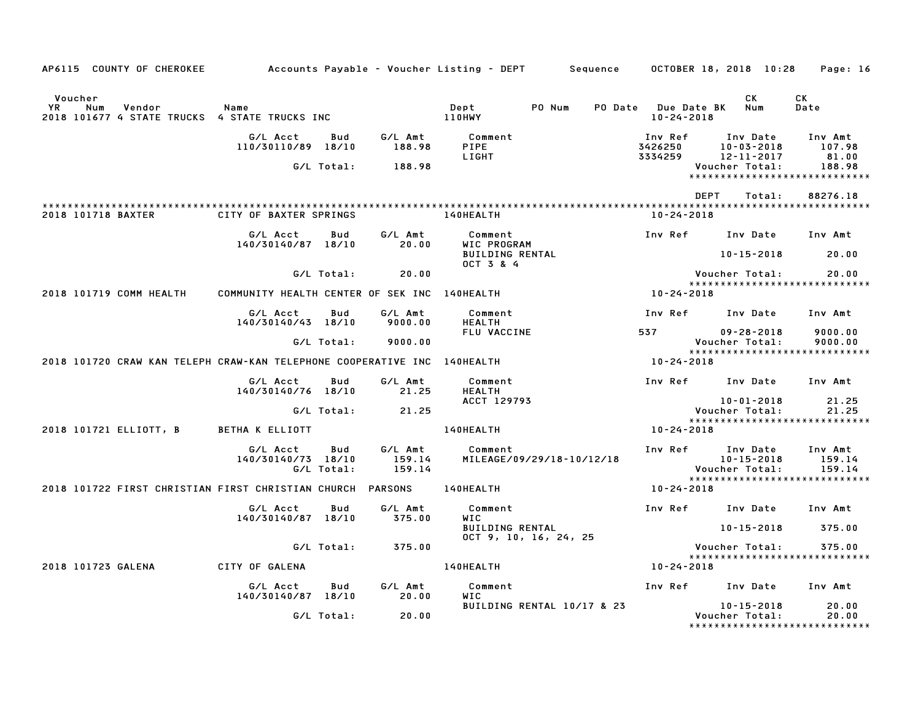AP6115 COUNTY OF CHEROKEE — Accounts Payable - Voucher Listing - DEPT — Sequence — OCTOBER 18, 2018 10:28

| Voucher YR | Num | Vendor | Name | Dept | PO Num | PO Date | Due Date BK | CK Num | CK Date |
|---|---|---|---|---|---|---|---|---|---|
| 2018 | 101677 | 4 STATE TRUCKS | 4 STATE TRUCKS INC | 110HWY | | | 10-24-2018 | | |

| G/L Acct | Bud | G/L Amt | Comment | Inv Ref | Inv Date | Inv Amt |
|---|---|---|---|---|---|---|
| 110/30110/89 | 18/10 | 188.98 | PIPE | 3426250 | 10-03-2018 | 107.98 |
| | | | LIGHT | 3334259 | 12-11-2017 | 81.00 |
| | G/L Total: | 188.98 | | | Voucher Total: | 188.98 |

*****************************

DEPT Total: 88276.18

*****************************

| Voucher YR | Num | Vendor | Name | Dept | Due Date BK |
|---|---|---|---|---|---|
| 2018 | 101718 | BAXTER | CITY OF BAXTER SPRINGS | 140HEALTH | 10-24-2018 |

| G/L Acct | Bud | G/L Amt | Comment | Inv Ref | Inv Date | Inv Amt |
|---|---|---|---|---|---|---|
| 140/30140/87 | 18/10 | 20.00 | WIC PROGRAM | | | |
| | | | BUILDING RENTAL | | 10-15-2018 | 20.00 |
| | | | OCT 3 & 4 | | | |
| | G/L Total: | 20.00 | | | Voucher Total: | 20.00 |

*****************************

| Voucher YR | Num | Vendor | Name | Dept | Due Date BK |
|---|---|---|---|---|---|
| 2018 | 101719 | COMM HEALTH | COMMUNITY HEALTH CENTER OF SEK INC | 140HEALTH | 10-24-2018 |

| G/L Acct | Bud | G/L Amt | Comment | Inv Ref | Inv Date | Inv Amt |
|---|---|---|---|---|---|---|
| 140/30140/43 | 18/10 | 9000.00 | HEALTH | | | |
| | | | FLU VACCINE | 537 | 09-28-2018 | 9000.00 |
| | G/L Total: | 9000.00 | | | Voucher Total: | 9000.00 |

*****************************

| Voucher YR | Num | Vendor | Name | Dept | Due Date BK |
|---|---|---|---|---|---|
| 2018 | 101720 | CRAW KAN TELEPH | CRAW-KAN TELEPHONE COOPERATIVE INC | 140HEALTH | 10-24-2018 |

| G/L Acct | Bud | G/L Amt | Comment | Inv Ref | Inv Date | Inv Amt |
|---|---|---|---|---|---|---|
| 140/30140/76 | 18/10 | 21.25 | HEALTH | | | |
| | | | ACCT 129793 | | 10-01-2018 | 21.25 |
| | G/L Total: | 21.25 | | | Voucher Total: | 21.25 |

*****************************

| Voucher YR | Num | Vendor | Name | Dept | Due Date BK |
|---|---|---|---|---|---|
| 2018 | 101721 | ELLIOTT, B | BETHA K ELLIOTT | 140HEALTH | 10-24-2018 |

| G/L Acct | Bud | G/L Amt | Comment | Inv Ref | Inv Date | Inv Amt |
|---|---|---|---|---|---|---|
| 140/30140/73 | 18/10 | 159.14 | MILEAGE/09/29/18-10/12/18 | | 10-15-2018 | 159.14 |
| | G/L Total: | 159.14 | | | Voucher Total: | 159.14 |

*****************************

| Voucher YR | Num | Vendor | Name | Dept | Due Date BK |
|---|---|---|---|---|---|
| 2018 | 101722 | FIRST CHRISTIAN | FIRST CHRISTIAN CHURCH PARSONS | 140HEALTH | 10-24-2018 |

| G/L Acct | Bud | G/L Amt | Comment | Inv Ref | Inv Date | Inv Amt |
|---|---|---|---|---|---|---|
| 140/30140/87 | 18/10 | 375.00 | WIC | | | |
| | | | BUILDING RENTAL | | 10-15-2018 | 375.00 |
| | | | OCT 9, 10, 16, 24, 25 | | | |
| | G/L Total: | 375.00 | | | Voucher Total: | 375.00 |

*****************************

| Voucher YR | Num | Vendor | Name | Dept | Due Date BK |
|---|---|---|---|---|---|
| 2018 | 101723 | GALENA | CITY OF GALENA | 140HEALTH | 10-24-2018 |

| G/L Acct | Bud | G/L Amt | Comment | Inv Ref | Inv Date | Inv Amt |
|---|---|---|---|---|---|---|
| 140/30140/87 | 18/10 | 20.00 | WIC | | | |
| | | | BUILDING RENTAL 10/17 & 23 | | 10-15-2018 | 20.00 |
| | G/L Total: | 20.00 | | | Voucher Total: | 20.00 |

*****************************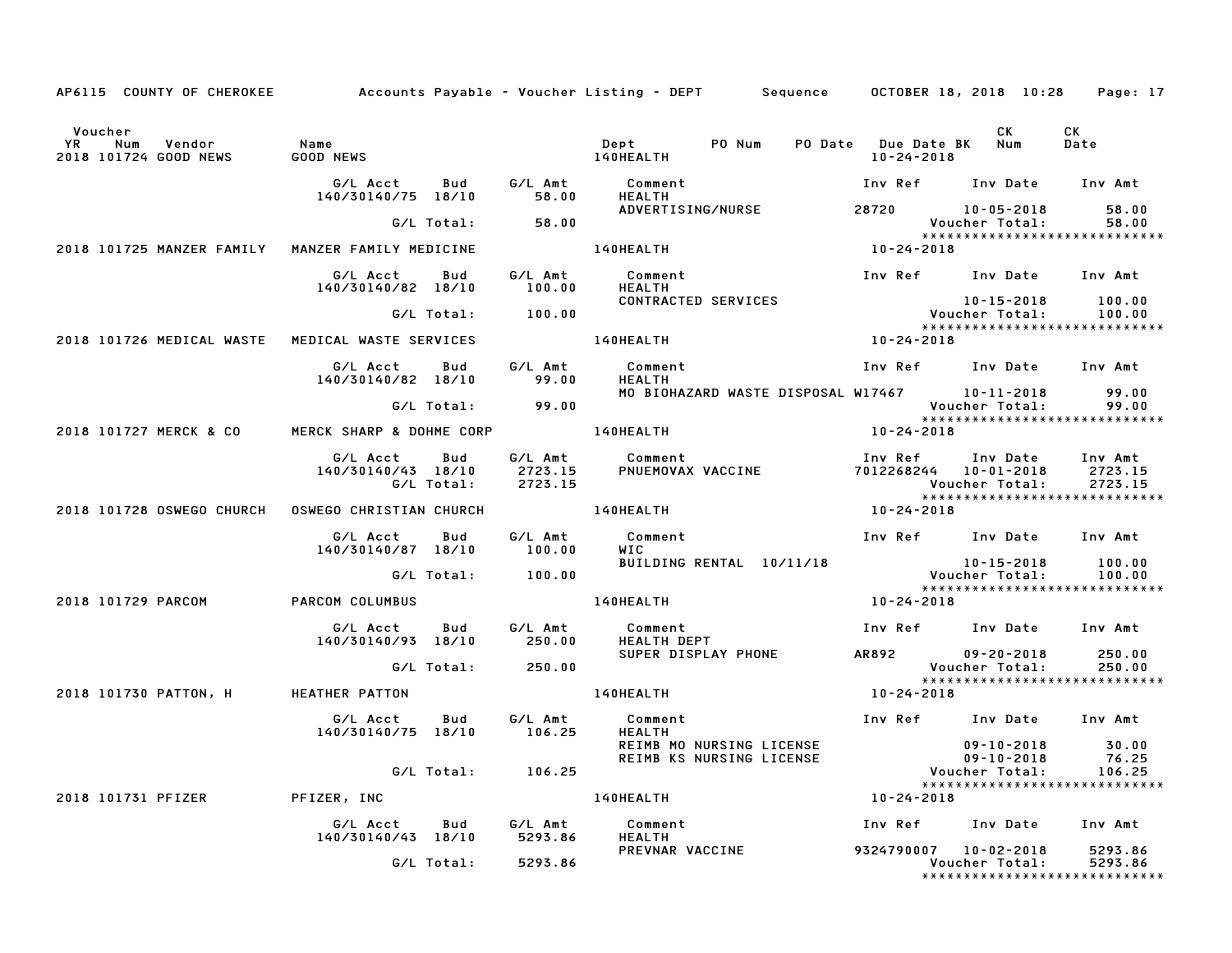AP6115 COUNTY OF CHEROKEE — Accounts Payable - Voucher Listing - DEPT — Sequence — OCTOBER 18, 2018 10:28

| Voucher YR Num Vendor | Name | Dept | PO Num | PO Date | Due Date BK | CK Num | CK Date |
|---|---|---|---|---|---|---|---|
| 2018 101724 GOOD NEWS | GOOD NEWS | 140HEALTH | | | 10-24-2018 | | |

| G/L Acct | Bud | G/L Amt | Comment | Inv Ref | Inv Date | Inv Amt |
|---|---|---|---|---|---|---|
| 140/30140/75 | 18/10 | 58.00 | HEALTH | | | |
| | | | ADVERTISING/NURSE | 28720 | 10-05-2018 | 58.00 |
| | G/L Total: | 58.00 | | | Voucher Total: | 58.00 |

******************************

| Voucher YR Num Vendor | Name | Dept | Due Date BK |
|---|---|---|---|
| 2018 101725 MANZER FAMILY | MANZER FAMILY MEDICINE | 140HEALTH | 10-24-2018 |

| G/L Acct | Bud | G/L Amt | Comment | Inv Ref | Inv Date | Inv Amt |
|---|---|---|---|---|---|---|
| 140/30140/82 | 18/10 | 100.00 | HEALTH | | | |
| | | | CONTRACTED SERVICES | | 10-15-2018 | 100.00 |
| | G/L Total: | 100.00 | | | Voucher Total: | 100.00 |

******************************

| Voucher YR Num Vendor | Name | Dept | Due Date BK |
|---|---|---|---|
| 2018 101726 MEDICAL WASTE | MEDICAL WASTE SERVICES | 140HEALTH | 10-24-2018 |

| G/L Acct | Bud | G/L Amt | Comment | Inv Ref | Inv Date | Inv Amt |
|---|---|---|---|---|---|---|
| 140/30140/82 | 18/10 | 99.00 | HEALTH | | | |
| | | | MO BIOHAZARD WASTE DISPOSAL | W17467 | 10-11-2018 | 99.00 |
| | G/L Total: | 99.00 | | | Voucher Total: | 99.00 |

******************************

| Voucher YR Num Vendor | Name | Dept | Due Date BK |
|---|---|---|---|
| 2018 101727 MERCK & CO | MERCK SHARP & DOHME CORP | 140HEALTH | 10-24-2018 |

| G/L Acct | Bud | G/L Amt | Comment | Inv Ref | Inv Date | Inv Amt |
|---|---|---|---|---|---|---|
| 140/30140/43 | 18/10 | 2723.15 | PNUEMOVAX VACCINE | 7012268244 | 10-01-2018 | 2723.15 |
| | G/L Total: | 2723.15 | | | Voucher Total: | 2723.15 |

******************************

| Voucher YR Num Vendor | Name | Dept | Due Date BK |
|---|---|---|---|
| 2018 101728 OSWEGO CHURCH | OSWEGO CHRISTIAN CHURCH | 140HEALTH | 10-24-2018 |

| G/L Acct | Bud | G/L Amt | Comment | Inv Ref | Inv Date | Inv Amt |
|---|---|---|---|---|---|---|
| 140/30140/87 | 18/10 | 100.00 | WIC | | | |
| | | | BUILDING RENTAL 10/11/18 | | 10-15-2018 | 100.00 |
| | G/L Total: | 100.00 | | | Voucher Total: | 100.00 |

******************************

| Voucher YR Num Vendor | Name | Dept | Due Date BK |
|---|---|---|---|
| 2018 101729 PARCOM | PARCOM COLUMBUS | 140HEALTH | 10-24-2018 |

| G/L Acct | Bud | G/L Amt | Comment | Inv Ref | Inv Date | Inv Amt |
|---|---|---|---|---|---|---|
| 140/30140/93 | 18/10 | 250.00 | HEALTH DEPT | | | |
| | | | SUPER DISPLAY PHONE | AR892 | 09-20-2018 | 250.00 |
| | G/L Total: | 250.00 | | | Voucher Total: | 250.00 |

******************************

| Voucher YR Num Vendor | Name | Dept | Due Date BK |
|---|---|---|---|
| 2018 101730 PATTON, H | HEATHER PATTON | 140HEALTH | 10-24-2018 |

| G/L Acct | Bud | G/L Amt | Comment | Inv Ref | Inv Date | Inv Amt |
|---|---|---|---|---|---|---|
| 140/30140/75 | 18/10 | 106.25 | HEALTH | | | |
| | | | REIMB MO NURSING LICENSE | | 09-10-2018 | 30.00 |
| | | | REIMB KS NURSING LICENSE | | 09-10-2018 | 76.25 |
| | G/L Total: | 106.25 | | | Voucher Total: | 106.25 |

******************************

| Voucher YR Num Vendor | Name | Dept | Due Date BK |
|---|---|---|---|
| 2018 101731 PFIZER | PFIZER, INC | 140HEALTH | 10-24-2018 |

| G/L Acct | Bud | G/L Amt | Comment | Inv Ref | Inv Date | Inv Amt |
|---|---|---|---|---|---|---|
| 140/30140/43 | 18/10 | 5293.86 | HEALTH | | | |
| | | | PREVNAR VACCINE | 9324790007 | 10-02-2018 | 5293.86 |
| | G/L Total: | 5293.86 | | | Voucher Total: | 5293.86 |

******************************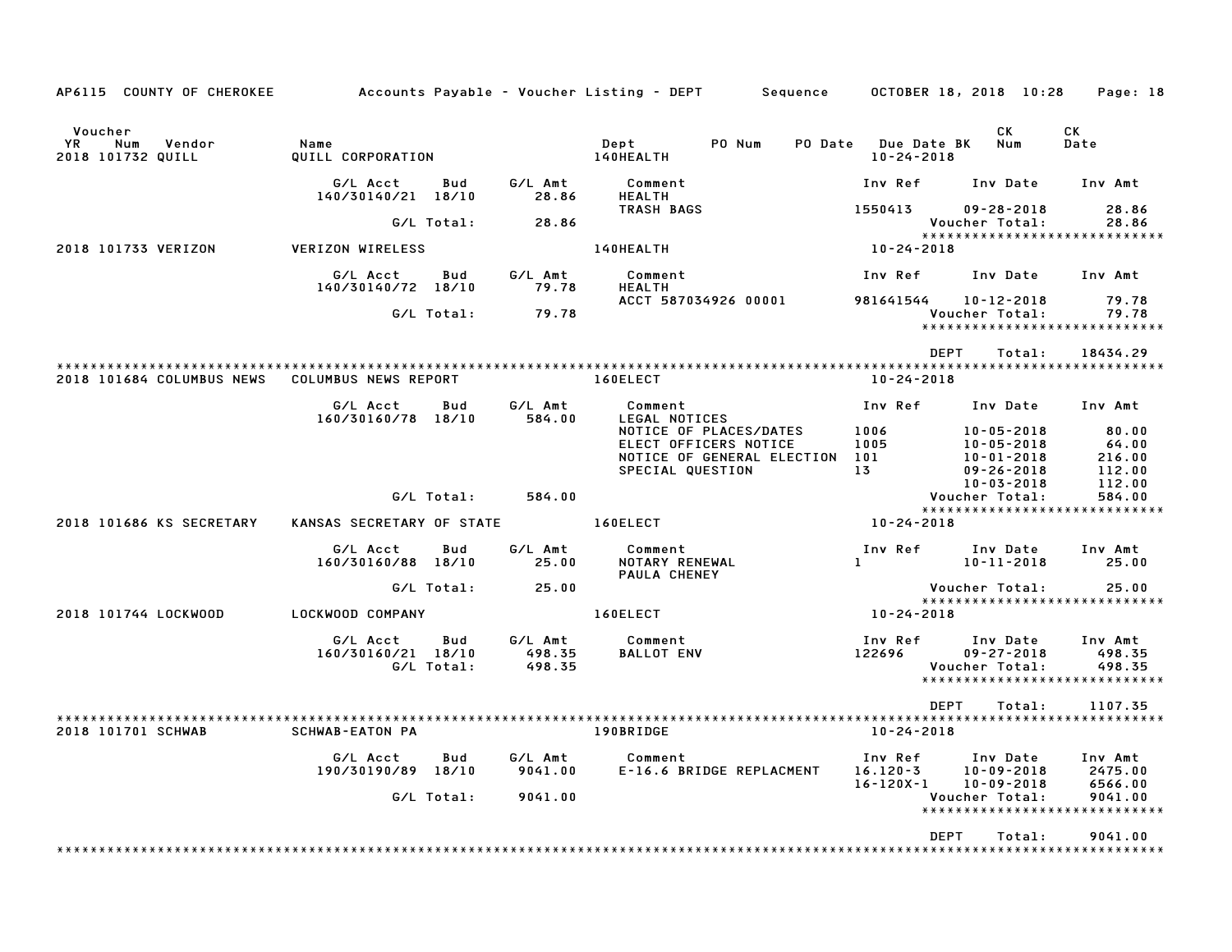AP6115 COUNTY OF CHEROKEE — Accounts Payable - Voucher Listing - DEPT — Sequence — OCTOBER 18, 2018 10:28

| Voucher YR | Num | Vendor | Name | Dept | PO Num | PO Date | Due Date | BK | CK Num | CK Date |
|---|---|---|---|---|---|---|---|---|---|---|
| 2018 | 101732 | QUILL | QUILL CORPORATION | 140HEALTH | | | 10-24-2018 | | | |

| G/L Acct | Bud | G/L Amt | Comment | Inv Ref | Inv Date | Inv Amt |
|---|---|---|---|---|---|---|
| 140/30140/21 | 18/10 | 28.86 | HEALTH | | | |
| | | | TRASH BAGS | 1550413 | 09-28-2018 | 28.86 |
| | G/L Total: | 28.86 | | | Voucher Total: | 28.86 |

****************************

| Voucher YR | Num | Vendor | Name | Dept | Due Date |
|---|---|---|---|---|---|
| 2018 | 101733 | VERIZON | VERIZON WIRELESS | 140HEALTH | 10-24-2018 |

| G/L Acct | Bud | G/L Amt | Comment | Inv Ref | Inv Date | Inv Amt |
|---|---|---|---|---|---|---|
| 140/30140/72 | 18/10 | 79.78 | HEALTH | | | |
| | | | ACCT 587034926 00001 | 981641544 | 10-12-2018 | 79.78 |
| | G/L Total: | 79.78 | | | Voucher Total: | 79.78 |

****************************

DEPT Total: 18434.29

****************************

| Voucher YR | Num | Vendor | Name | Dept | Due Date |
|---|---|---|---|---|---|
| 2018 | 101684 | COLUMBUS NEWS | COLUMBUS NEWS REPORT | 160ELECT | 10-24-2018 |

| G/L Acct | Bud | G/L Amt | Comment | Inv Ref | Inv Date | Inv Amt |
|---|---|---|---|---|---|---|
| 160/30160/78 | 18/10 | 584.00 | LEGAL NOTICES | | | |
| | | | NOTICE OF PLACES/DATES | 1006 | 10-05-2018 | 80.00 |
| | | | ELECT OFFICERS NOTICE | 1005 | 10-05-2018 | 64.00 |
| | | | NOTICE OF GENERAL ELECTION | 101 | 10-01-2018 | 216.00 |
| | | | SPECIAL QUESTION | 13 | 09-26-2018 | 112.00 |
| | | | | | 10-03-2018 | 112.00 |
| | G/L Total: | 584.00 | | | Voucher Total: | 584.00 |

****************************

| Voucher YR | Num | Vendor | Name | Dept | Due Date |
|---|---|---|---|---|---|
| 2018 | 101686 | KS SECRETARY | KANSAS SECRETARY OF STATE | 160ELECT | 10-24-2018 |

| G/L Acct | Bud | G/L Amt | Comment | Inv Ref | Inv Date | Inv Amt |
|---|---|---|---|---|---|---|
| 160/30160/88 | 18/10 | 25.00 | NOTARY RENEWAL | 1 | 10-11-2018 | 25.00 |
| | | | PAULA CHENEY | | | |
| | G/L Total: | 25.00 | | | Voucher Total: | 25.00 |

****************************

| Voucher YR | Num | Vendor | Name | Dept | Due Date |
|---|---|---|---|---|---|
| 2018 | 101744 | LOCKWOOD | LOCKWOOD COMPANY | 160ELECT | 10-24-2018 |

| G/L Acct | Bud | G/L Amt | Comment | Inv Ref | Inv Date | Inv Amt |
|---|---|---|---|---|---|---|
| 160/30160/21 | 18/10 | 498.35 | BALLOT ENV | 122696 | 09-27-2018 | 498.35 |
| | G/L Total: | 498.35 | | | Voucher Total: | 498.35 |

****************************

DEPT Total: 1107.35

****************************

| Voucher YR | Num | Vendor | Name | Dept | Due Date |
|---|---|---|---|---|---|
| 2018 | 101701 | SCHWAB | SCHWAB-EATON PA | 190BRIDGE | 10-24-2018 |

| G/L Acct | Bud | G/L Amt | Comment | Inv Ref | Inv Date | Inv Amt |
|---|---|---|---|---|---|---|
| 190/30190/89 | 18/10 | 9041.00 | E-16.6 BRIDGE REPLACMENT | 16.120-3 | 10-09-2018 | 2475.00 |
| | | | | 16-120X-1 | 10-09-2018 | 6566.00 |
| | G/L Total: | 9041.00 | | | Voucher Total: | 9041.00 |

****************************

DEPT Total: 9041.00

****************************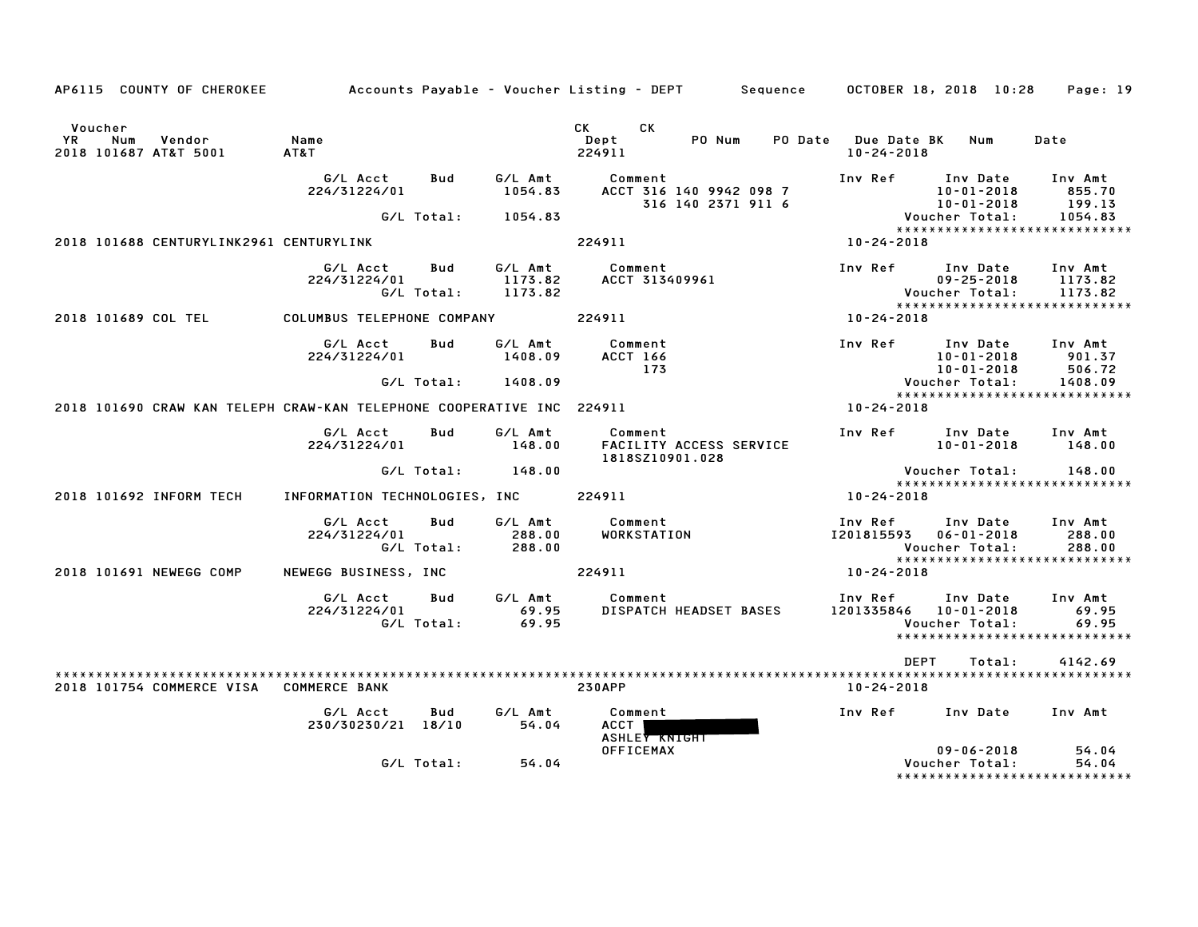AP6115 COUNTY OF CHEROKEE  Accounts Payable - Voucher Listing - DEPT  Sequence  OCTOBER 18, 2018 10:28

| Voucher YR | Num | Vendor | Name | CK Dept | CK | PO Num | PO Date | Due Date | BK | Num | Date |
|---|---|---|---|---|---|---|---|---|---|---|---|
| 2018 | 101687 | AT&T 5001 | AT&T | 224911 | | | | 10-24-2018 | | | |

| G/L Acct | Bud | G/L Amt | Comment | Inv Ref | Inv Date | Inv Amt |
|---|---|---|---|---|---|---|
| 224/31224/01 | | 1054.83 | ACCT 316 140 9942 098 7 | | 10-01-2018 | 855.70 |
| | | | 316 140 2371 911 6 | | 10-01-2018 | 199.13 |
| | G/L Total: | 1054.83 | | | Voucher Total: | 1054.83 |

2018 101688 CENTURYLINK2961 CENTURYLINK  224911  10-24-2018

| G/L Acct | Bud | G/L Amt | Comment | Inv Ref | Inv Date | Inv Amt |
|---|---|---|---|---|---|---|
| 224/31224/01 | | 1173.82 | ACCT 313409961 | | 09-25-2018 | 1173.82 |
| | G/L Total: | 1173.82 | | | Voucher Total: | 1173.82 |

2018 101689 COL TEL  COLUMBUS TELEPHONE COMPANY  224911  10-24-2018

| G/L Acct | Bud | G/L Amt | Comment | Inv Ref | Inv Date | Inv Amt |
|---|---|---|---|---|---|---|
| 224/31224/01 | | 1408.09 | ACCT 166 | | 10-01-2018 | 901.37 |
| | | | 173 | | 10-01-2018 | 506.72 |
| | G/L Total: | 1408.09 | | | Voucher Total: | 1408.09 |

2018 101690 CRAW KAN TELEPH CRAW-KAN TELEPHONE COOPERATIVE INC  224911  10-24-2018

| G/L Acct | Bud | G/L Amt | Comment | Inv Ref | Inv Date | Inv Amt |
|---|---|---|---|---|---|---|
| 224/31224/01 | | 148.00 | FACILITY ACCESS SERVICE | | 10-01-2018 | 148.00 |
| | | | 1818SZ10901.028 | | | |
| | G/L Total: | 148.00 | | | Voucher Total: | 148.00 |

2018 101692 INFORM TECH  INFORMATION TECHNOLOGIES, INC  224911  10-24-2018

| G/L Acct | Bud | G/L Amt | Comment | Inv Ref | Inv Date | Inv Amt |
|---|---|---|---|---|---|---|
| 224/31224/01 | | 288.00 | WORKSTATION | I201815593 | 06-01-2018 | 288.00 |
| | G/L Total: | 288.00 | | | Voucher Total: | 288.00 |

2018 101691 NEWEGG COMP  NEWEGG BUSINESS, INC  224911  10-24-2018

| G/L Acct | Bud | G/L Amt | Comment | Inv Ref | Inv Date | Inv Amt |
|---|---|---|---|---|---|---|
| 224/31224/01 | | 69.95 | DISPATCH HEADSET BASES | 1201335846 | 10-01-2018 | 69.95 |
| | G/L Total: | 69.95 | | | Voucher Total: | 69.95 |

DEPT Total: 4142.69

2018 101754 COMMERCE VISA  COMMERCE BANK  230APP  10-24-2018

| G/L Acct | Bud | G/L Amt | Comment | Inv Ref | Inv Date | Inv Amt |
|---|---|---|---|---|---|---|
| 230/30230/21 | 18/10 | 54.04 | ACCT [REDACTED] | | | |
| | | | ASHLEY KNIGHT | | | |
| | | | OFFICEMAX | | 09-06-2018 | 54.04 |
| | G/L Total: | 54.04 | | | Voucher Total: | 54.04 |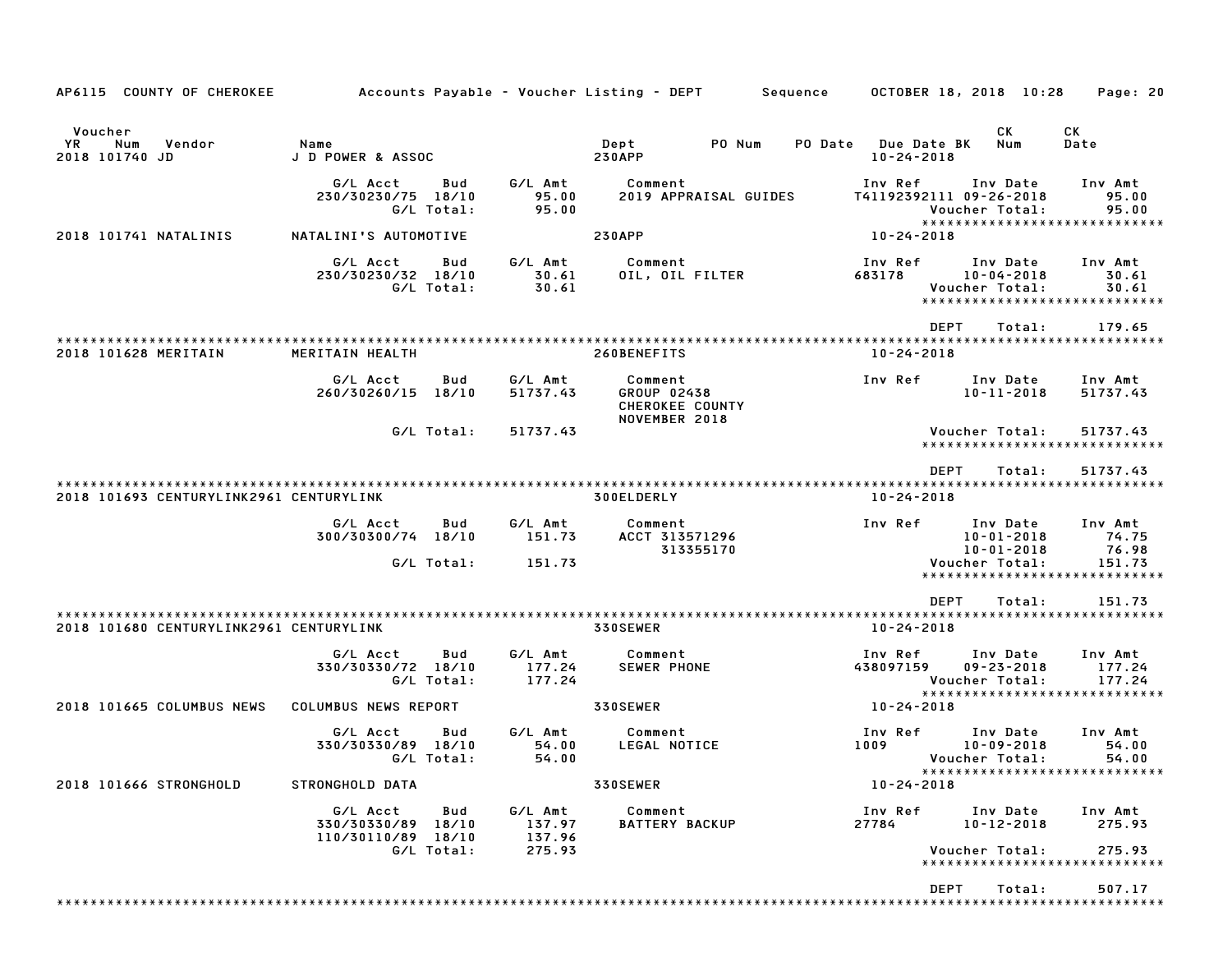AP6115 COUNTY OF CHEROKEE &nbsp;&nbsp;&nbsp; Accounts Payable - Voucher Listing - DEPT &nbsp;&nbsp;&nbsp; Sequence &nbsp;&nbsp;&nbsp; OCTOBER 18, 2018 10:28

| Voucher YR Num | Vendor | Name | Dept | PO Num | PO Date | Due Date BK | CK Num | CK Date |
|---|---|---|---|---|---|---|---|---|
| 2018 101740 | JD | J D POWER & ASSOC | 230APP | | | 10-24-2018 | | |

| G/L Acct | Bud | G/L Amt | Comment | Inv Ref | Inv Date | Inv Amt |
|---|---|---|---|---|---|---|
| 230/30230/75 | 18/10 | 95.00 | 2019 APPRAISAL GUIDES | T41192392111 | 09-26-2018 | 95.00 |
| | G/L Total: | 95.00 | | | Voucher Total: | 95.00 |

| Voucher YR Num | Vendor | Name | Dept | Due Date BK |
|---|---|---|---|---|
| 2018 101741 | NATALINIS | NATALINI'S AUTOMOTIVE | 230APP | 10-24-2018 |

| G/L Acct | Bud | G/L Amt | Comment | Inv Ref | Inv Date | Inv Amt |
|---|---|---|---|---|---|---|
| 230/30230/32 | 18/10 | 30.61 | OIL, OIL FILTER | 683178 | 10-04-2018 | 30.61 |
| | G/L Total: | 30.61 | | | Voucher Total: | 30.61 |

DEPT Total: 179.65

| Voucher YR Num | Vendor | Name | Dept | Due Date BK |
|---|---|---|---|---|
| 2018 101628 | MERITAIN | MERITAIN HEALTH | 260BENEFITS | 10-24-2018 |

| G/L Acct | Bud | G/L Amt | Comment | Inv Ref | Inv Date | Inv Amt |
|---|---|---|---|---|---|---|
| 260/30260/15 | 18/10 | 51737.43 | GROUP 02438<br>CHEROKEE COUNTY<br>NOVEMBER 2018 | | 10-11-2018 | 51737.43 |
| | G/L Total: | 51737.43 | | | Voucher Total: | 51737.43 |

DEPT Total: 51737.43

| Voucher YR Num | Vendor | Name | Dept | Due Date BK |
|---|---|---|---|---|
| 2018 101693 | CENTURYLINK2961 | CENTURYLINK | 300ELDERLY | 10-24-2018 |

| G/L Acct | Bud | G/L Amt | Comment | Inv Ref | Inv Date | Inv Amt |
|---|---|---|---|---|---|---|
| 300/30300/74 | 18/10 | 151.73 | ACCT 313571296 | | 10-01-2018 | 74.75 |
| | | | 313355170 | | 10-01-2018 | 76.98 |
| | G/L Total: | 151.73 | | | Voucher Total: | 151.73 |

DEPT Total: 151.73

| Voucher YR Num | Vendor | Name | Dept | Due Date BK |
|---|---|---|---|---|
| 2018 101680 | CENTURYLINK2961 | CENTURYLINK | 330SEWER | 10-24-2018 |

| G/L Acct | Bud | G/L Amt | Comment | Inv Ref | Inv Date | Inv Amt |
|---|---|---|---|---|---|---|
| 330/30330/72 | 18/10 | 177.24 | SEWER PHONE | 438097159 | 09-23-2018 | 177.24 |
| | G/L Total: | 177.24 | | | Voucher Total: | 177.24 |

| Voucher YR Num | Vendor | Name | Dept | Due Date BK |
|---|---|---|---|---|
| 2018 101665 | COLUMBUS NEWS | COLUMBUS NEWS REPORT | 330SEWER | 10-24-2018 |

| G/L Acct | Bud | G/L Amt | Comment | Inv Ref | Inv Date | Inv Amt |
|---|---|---|---|---|---|---|
| 330/30330/89 | 18/10 | 54.00 | LEGAL NOTICE | 1009 | 10-09-2018 | 54.00 |
| | G/L Total: | 54.00 | | | Voucher Total: | 54.00 |

| Voucher YR Num | Vendor | Name | Dept | Due Date BK |
|---|---|---|---|---|
| 2018 101666 | STRONGHOLD | STRONGHOLD DATA | 330SEWER | 10-24-2018 |

| G/L Acct | Bud | G/L Amt | Comment | Inv Ref | Inv Date | Inv Amt |
|---|---|---|---|---|---|---|
| 330/30330/89 | 18/10 | 137.97 | BATTERY BACKUP | 27784 | 10-12-2018 | 275.93 |
| 110/30110/89 | 18/10 | 137.96 | | | | |
| | G/L Total: | 275.93 | | | Voucher Total: | 275.93 |

DEPT Total: 507.17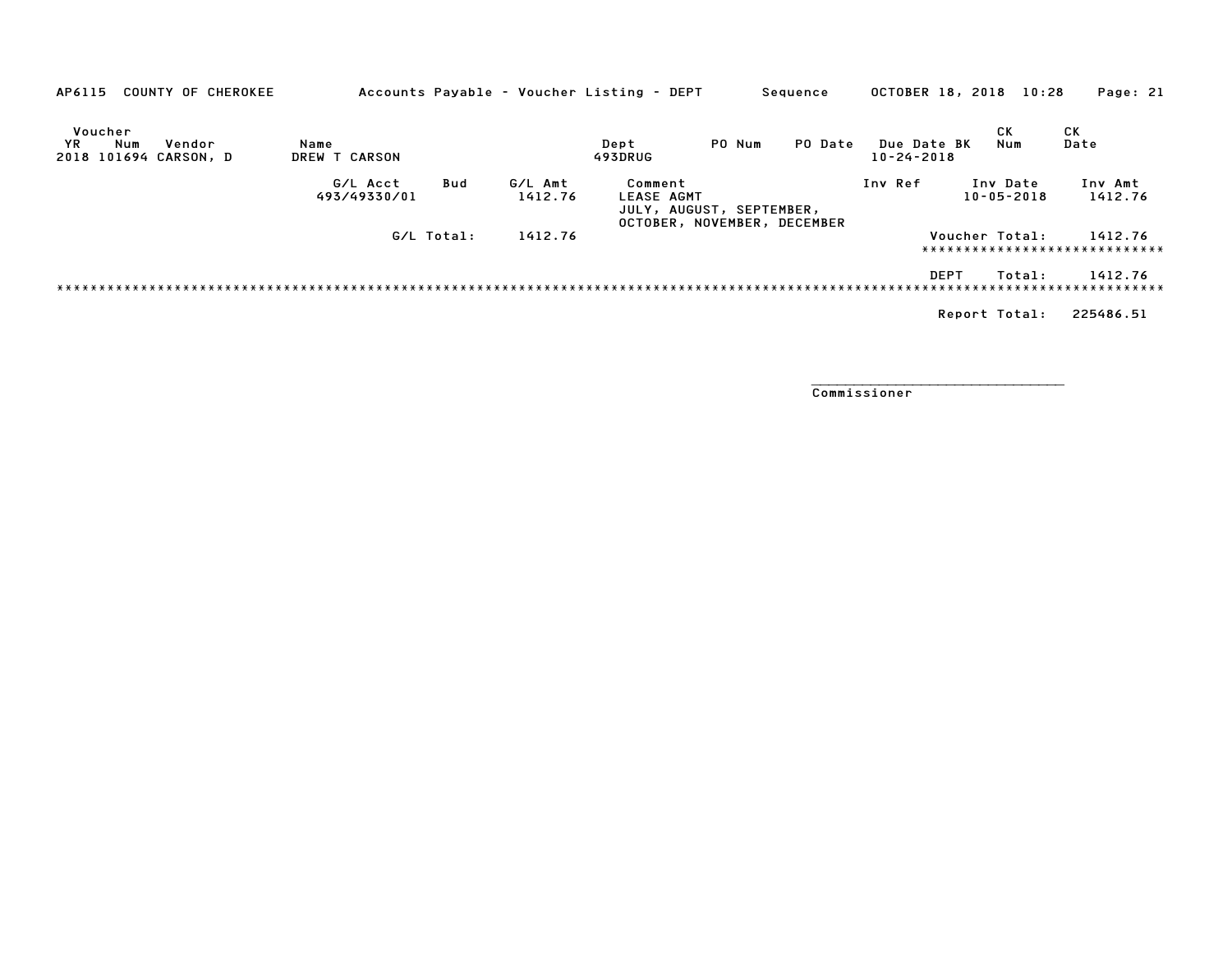AP6115 COUNTY OF CHEROKEE Accounts Payable - Voucher Listing - DEPT Sequence OCTOBER 18, 2018 10:28

| Voucher YR | Num | Vendor | Name | Dept | PO Num | PO Date | Due Date | BK | CK Num | CK Date |
|---|---|---|---|---|---|---|---|---|---|---|
| 2018 | 101694 | CARSON, D | DREW T CARSON | 493DRUG | | | 10-24-2018 | | | |

| G/L Acct | Bud | G/L Amt | Comment | Inv Ref | Inv Date | Inv Amt |
|---|---|---|---|---|---|---|
| 493/49330/01 | | 1412.76 | LEASE AGMT<br>JULY, AUGUST, SEPTEMBER,<br>OCTOBER, NOVEMBER, DECEMBER | | 10-05-2018 | 1412.76 |

G/L Total: 1412.76

Voucher Total: 1412.76

*****************************

DEPT Total: 1412.76

****************************************************************************************************************************

Report Total: 225486.51

_______________________________

Commissioner